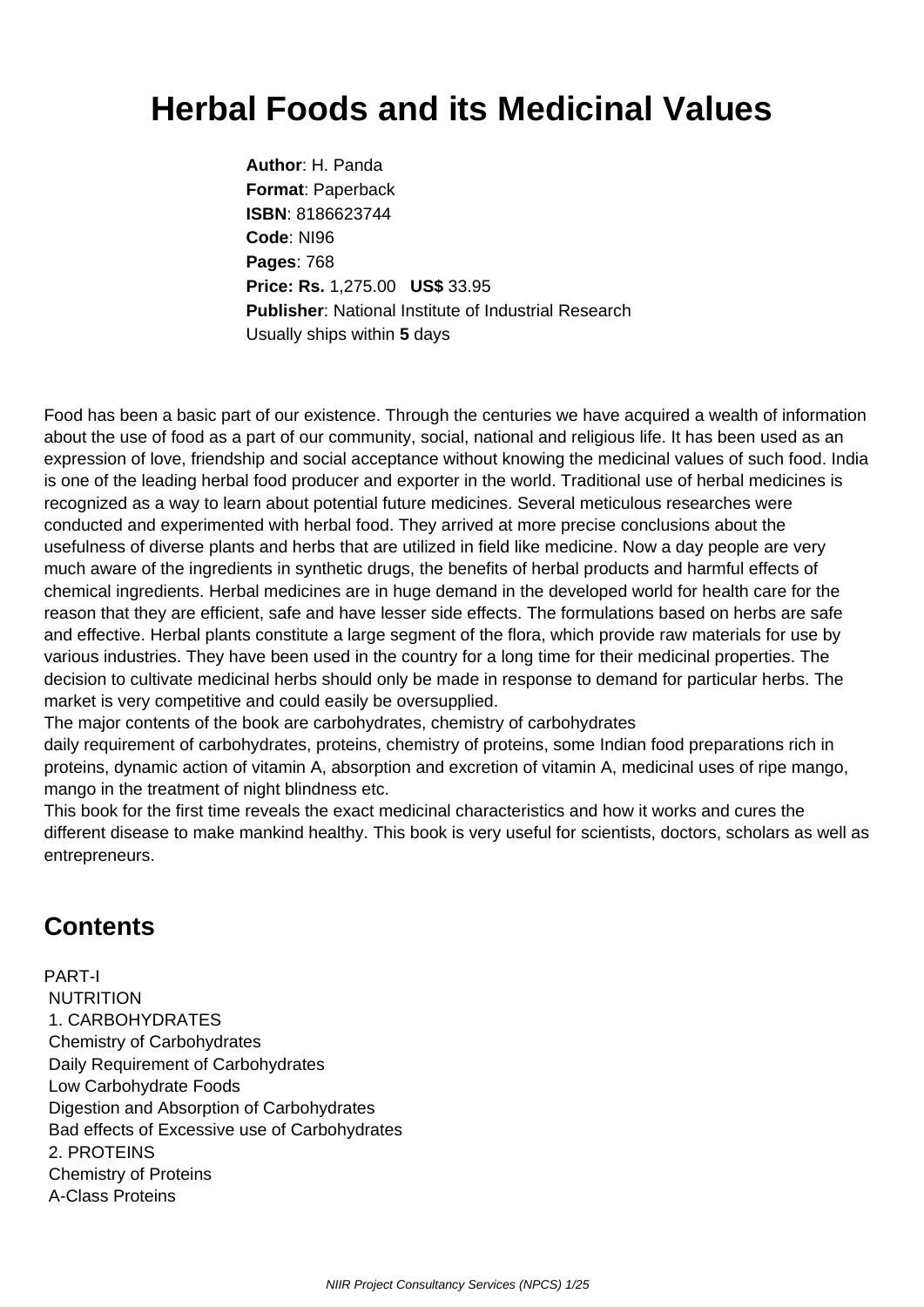# Herbal Foods and its Medicinal Values

**Author**: H. Panda
**Format**: Paperback
**ISBN**: 8186623744
**Code**: NI96
**Pages**: 768
**Price: Rs.** 1,275.00 **US$** 33.95
**Publisher**: National Institute of Industrial Research
Usually ships within **5** days

Food has been a basic part of our existence. Through the centuries we have acquired a wealth of information about the use of food as a part of our community, social, national and religious life. It has been used as an expression of love, friendship and social acceptance without knowing the medicinal values of such food. India is one of the leading herbal food producer and exporter in the world. Traditional use of herbal medicines is recognized as a way to learn about potential future medicines. Several meticulous researches were conducted and experimented with herbal food. They arrived at more precise conclusions about the usefulness of diverse plants and herbs that are utilized in field like medicine. Now a day people are very much aware of the ingredients in synthetic drugs, the benefits of herbal products and harmful effects of chemical ingredients. Herbal medicines are in huge demand in the developed world for health care for the reason that they are efficient, safe and have lesser side effects. The formulations based on herbs are safe and effective. Herbal plants constitute a large segment of the flora, which provide raw materials for use by various industries. They have been used in the country for a long time for their medicinal properties. The decision to cultivate medicinal herbs should only be made in response to demand for particular herbs. The market is very competitive and could easily be oversupplied.
The major contents of the book are carbohydrates, chemistry of carbohydrates
daily requirement of carbohydrates, proteins, chemistry of proteins, some Indian food preparations rich in proteins, dynamic action of vitamin A, absorption and excretion of vitamin A, medicinal uses of ripe mango, mango in the treatment of night blindness etc.
This book for the first time reveals the exact medicinal characteristics and how it works and cures the different disease to make mankind healthy. This book is very useful for scientists, doctors, scholars as well as entrepreneurs.

## Contents

PART-I
NUTRITION
1. CARBOHYDRATES
Chemistry of Carbohydrates
Daily Requirement of Carbohydrates
Low Carbohydrate Foods
Digestion and Absorption of Carbohydrates
Bad effects of Excessive use of Carbohydrates
2. PROTEINS
Chemistry of Proteins
A-Class Proteins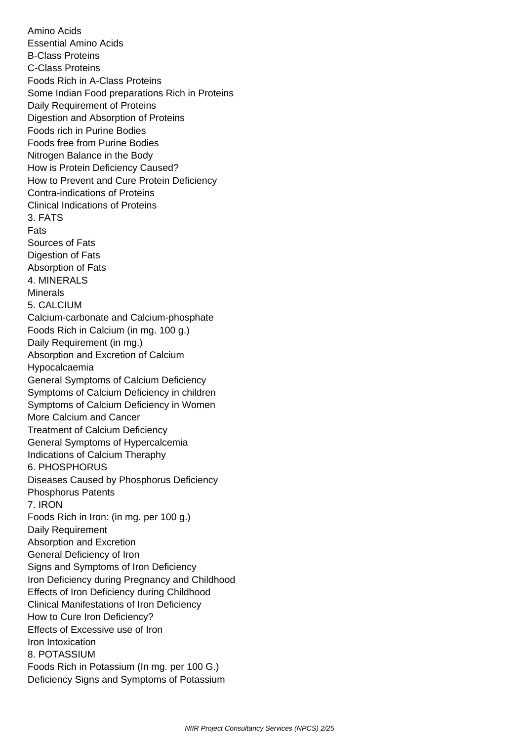Amino Acids
Essential Amino Acids
B-Class Proteins
C-Class Proteins
Foods Rich in A-Class Proteins
Some Indian Food preparations Rich in Proteins
Daily Requirement of Proteins
Digestion and Absorption of Proteins
Foods rich in Purine Bodies
Foods free from Purine Bodies
Nitrogen Balance in the Body
How is Protein Deficiency Caused?
How to Prevent and Cure Protein Deficiency
Contra-indications of Proteins
Clinical Indications of Proteins

## 3. FATS

Fats
Sources of Fats
Digestion of Fats
Absorption of Fats

## 4. MINERALS

Minerals

## 5. CALCIUM

Calcium-carbonate and Calcium-phosphate
Foods Rich in Calcium (in mg. 100 g.)
Daily Requirement (in mg.)
Absorption and Excretion of Calcium
Hypocalcaemia
General Symptoms of Calcium Deficiency
Symptoms of Calcium Deficiency in children
Symptoms of Calcium Deficiency in Women
More Calcium and Cancer
Treatment of Calcium Deficiency
General Symptoms of Hypercalcemia
Indications of Calcium Theraphy

## 6. PHOSPHORUS

Diseases Caused by Phosphorus Deficiency
Phosphorus Patents

## 7. IRON

Foods Rich in Iron: (in mg. per 100 g.)
Daily Requirement
Absorption and Excretion
General Deficiency of Iron
Signs and Symptoms of Iron Deficiency
Iron Deficiency during Pregnancy and Childhood
Effects of Iron Deficiency during Childhood
Clinical Manifestations of Iron Deficiency
How to Cure Iron Deficiency?
Effects of Excessive use of Iron
Iron Intoxication

## 8. POTASSIUM

Foods Rich in Potassium (In mg. per 100 G.)
Deficiency Signs and Symptoms of Potassium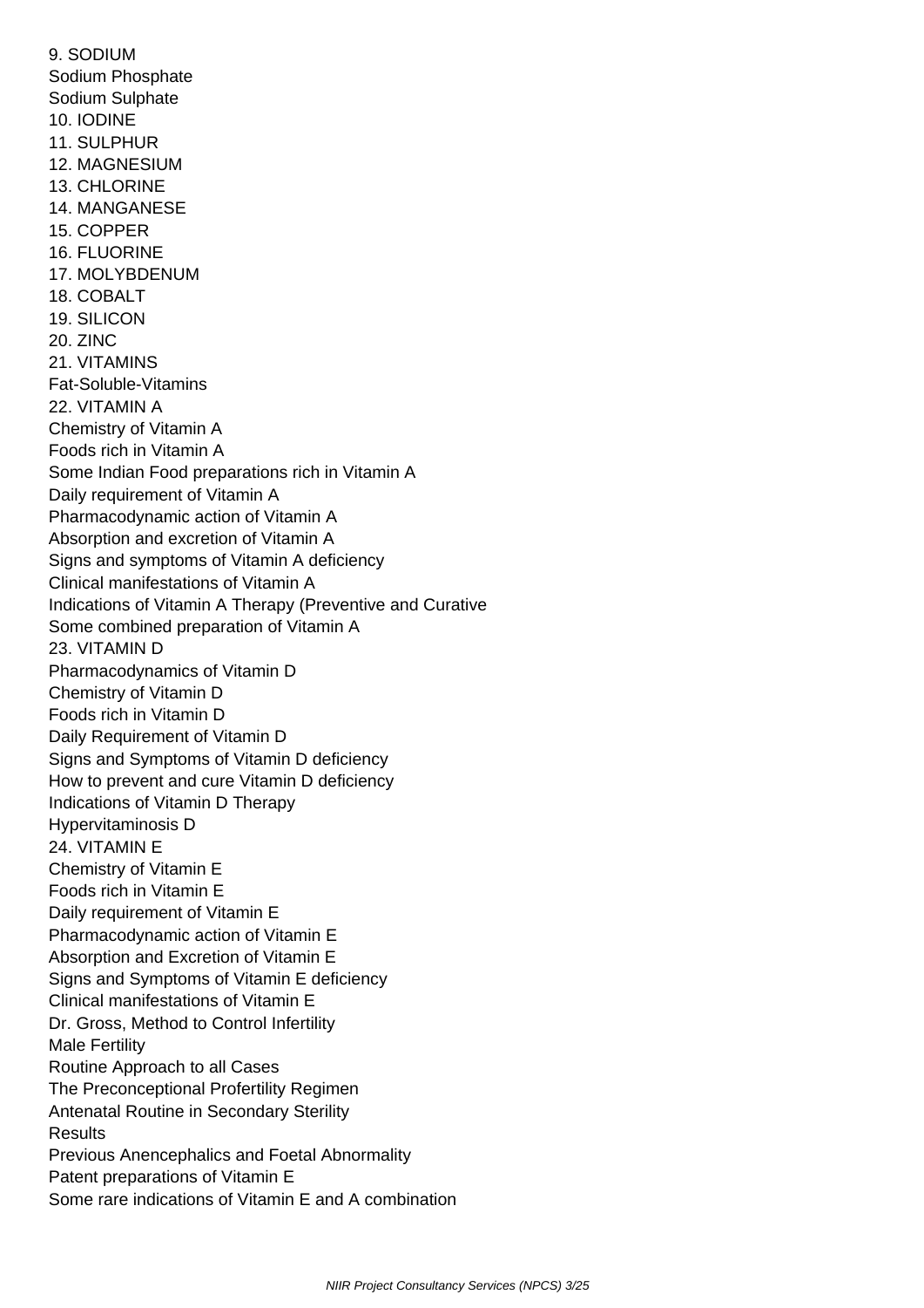9. SODIUM
Sodium Phosphate
Sodium Sulphate
10. IODINE
11. SULPHUR
12. MAGNESIUM
13. CHLORINE
14. MANGANESE
15. COPPER
16. FLUORINE
17. MOLYBDENUM
18. COBALT
19. SILICON
20. ZINC
21. VITAMINS
Fat-Soluble-Vitamins
22. VITAMIN A
Chemistry of Vitamin A
Foods rich in Vitamin A
Some Indian Food preparations rich in Vitamin A
Daily requirement of Vitamin A
Pharmacodynamic action of Vitamin A
Absorption and excretion of Vitamin A
Signs and symptoms of Vitamin A deficiency
Clinical manifestations of Vitamin A
Indications of Vitamin A Therapy (Preventive and Curative
Some combined preparation of Vitamin A
23. VITAMIN D
Pharmacodynamics of Vitamin D
Chemistry of Vitamin D
Foods rich in Vitamin D
Daily Requirement of Vitamin D
Signs and Symptoms of Vitamin D deficiency
How to prevent and cure Vitamin D deficiency
Indications of Vitamin D Therapy
Hypervitaminosis D
24. VITAMIN E
Chemistry of Vitamin E
Foods rich in Vitamin E
Daily requirement of Vitamin E
Pharmacodynamic action of Vitamin E
Absorption and Excretion of Vitamin E
Signs and Symptoms of Vitamin E deficiency
Clinical manifestations of Vitamin E
Dr. Gross, Method to Control Infertility
Male Fertility
Routine Approach to all Cases
The Preconceptional Profertility Regimen
Antenatal Routine in Secondary Sterility
Results
Previous Anencephalics and Foetal Abnormality
Patent preparations of Vitamin E
Some rare indications of Vitamin E and A combination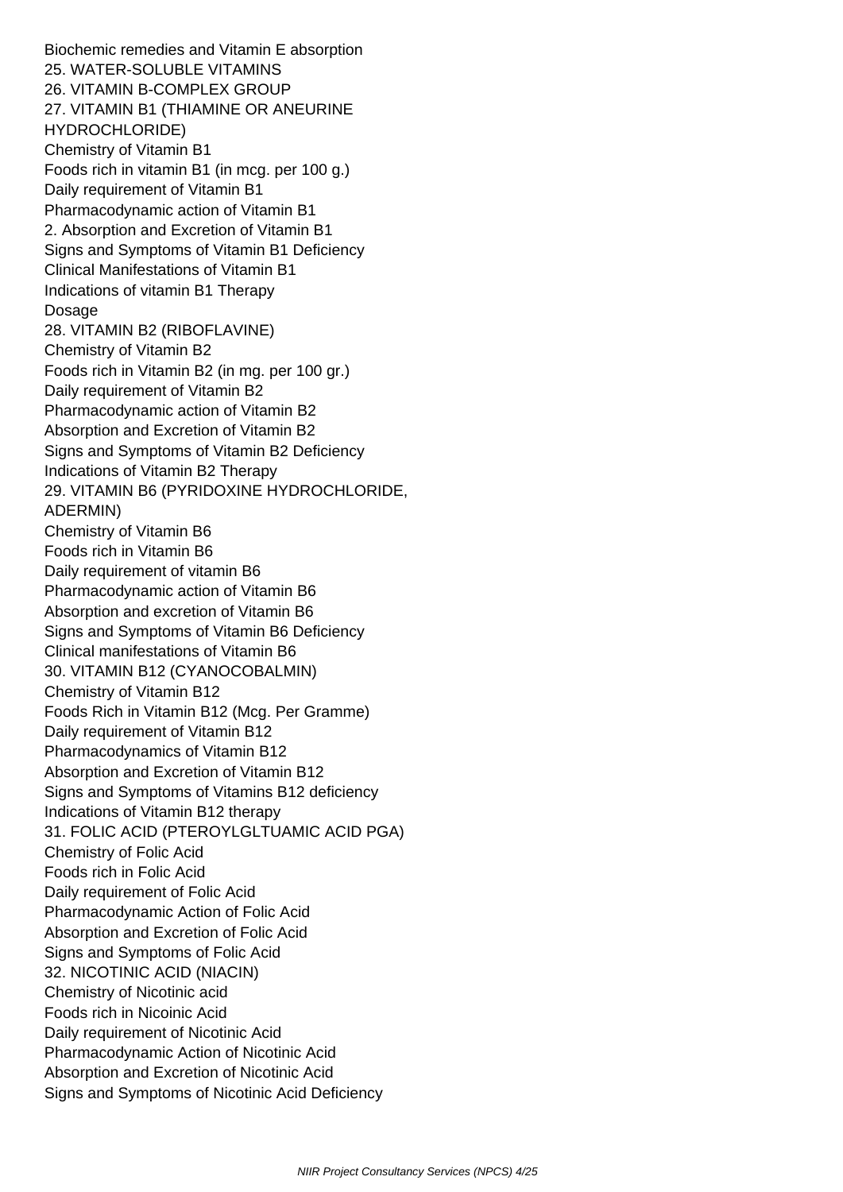Biochemic remedies and Vitamin E absorption

25. WATER-SOLUBLE VITAMINS

26. VITAMIN B-COMPLEX GROUP

27. VITAMIN B1 (THIAMINE OR ANEURINE HYDROCHLORIDE)

Chemistry of Vitamin B1

Foods rich in vitamin B1 (in mcg. per 100 g.)

Daily requirement of Vitamin B1

Pharmacodynamic action of Vitamin B1

2. Absorption and Excretion of Vitamin B1

Signs and Symptoms of Vitamin B1 Deficiency

Clinical Manifestations of Vitamin B1

Indications of vitamin B1 Therapy

Dosage

28. VITAMIN B2 (RIBOFLAVINE)

Chemistry of Vitamin B2

Foods rich in Vitamin B2 (in mg. per 100 gr.)

Daily requirement of Vitamin B2

Pharmacodynamic action of Vitamin B2

Absorption and Excretion of Vitamin B2

Signs and Symptoms of Vitamin B2 Deficiency

Indications of Vitamin B2 Therapy

29. VITAMIN B6 (PYRIDOXINE HYDROCHLORIDE, ADERMIN)

Chemistry of Vitamin B6

Foods rich in Vitamin B6

Daily requirement of vitamin B6

Pharmacodynamic action of Vitamin B6

Absorption and excretion of Vitamin B6

Signs and Symptoms of Vitamin B6 Deficiency

Clinical manifestations of Vitamin B6

30. VITAMIN B12 (CYANOCOBALMIN)

Chemistry of Vitamin B12

Foods Rich in Vitamin B12 (Mcg. Per Gramme)

Daily requirement of Vitamin B12

Pharmacodynamics of Vitamin B12

Absorption and Excretion of Vitamin B12

Signs and Symptoms of Vitamins B12 deficiency

Indications of Vitamin B12 therapy

31. FOLIC ACID (PTEROYLGLTUAMIC ACID PGA)

Chemistry of Folic Acid

Foods rich in Folic Acid

Daily requirement of Folic Acid

Pharmacodynamic Action of Folic Acid

Absorption and Excretion of Folic Acid

Signs and Symptoms of Folic Acid

32. NICOTINIC ACID (NIACIN)

Chemistry of Nicotinic acid

Foods rich in Nicoinic Acid

Daily requirement of Nicotinic Acid

Pharmacodynamic Action of Nicotinic Acid

Absorption and Excretion of Nicotinic Acid

Signs and Symptoms of Nicotinic Acid Deficiency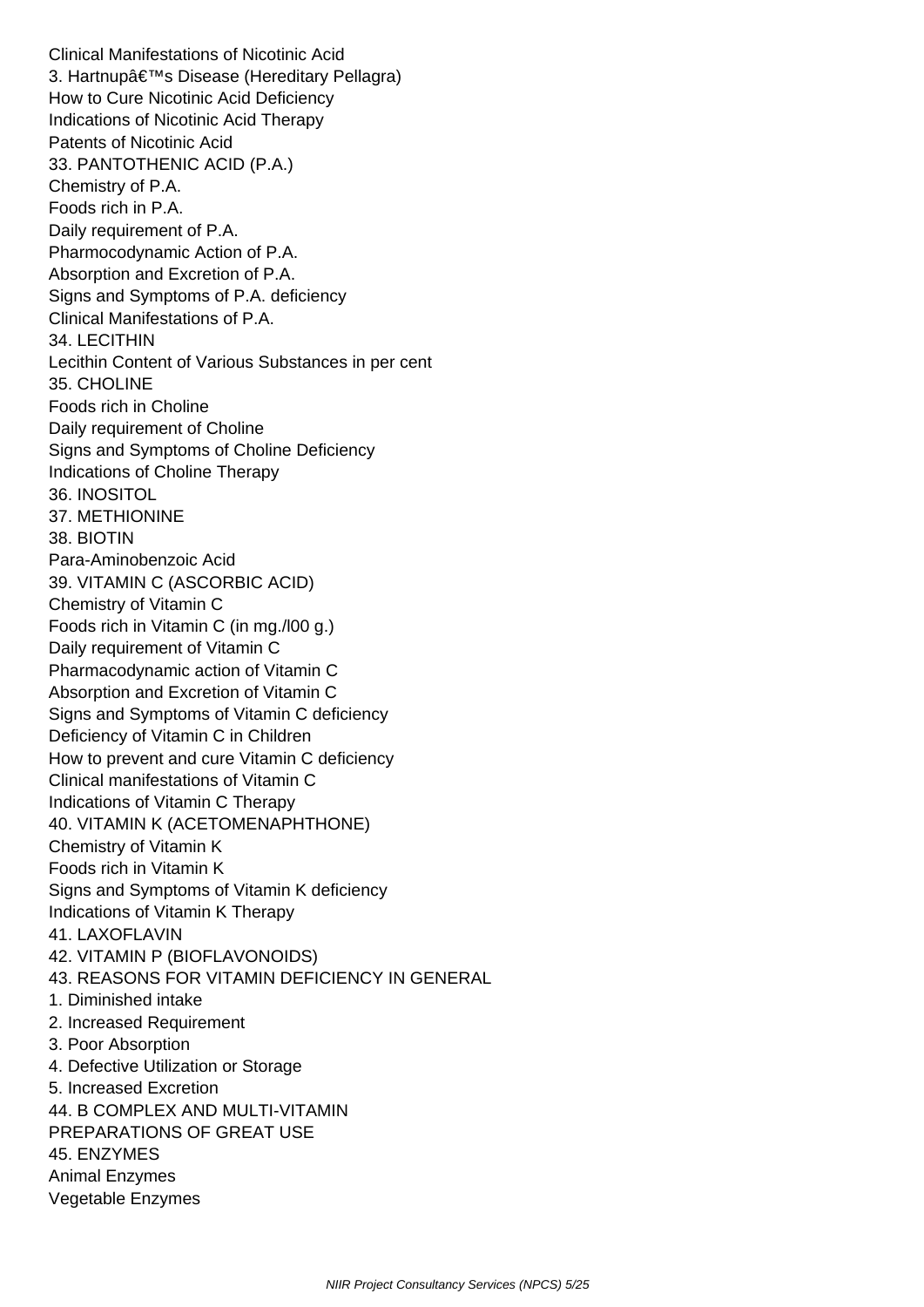Clinical Manifestations of Nicotinic Acid
3. Hartnupâ€™s Disease (Hereditary Pellagra)
How to Cure Nicotinic Acid Deficiency
Indications of Nicotinic Acid Therapy
Patents of Nicotinic Acid
33. PANTOTHENIC ACID (P.A.)
Chemistry of P.A.
Foods rich in P.A.
Daily requirement of P.A.
Pharmocodynamic Action of P.A.
Absorption and Excretion of P.A.
Signs and Symptoms of P.A. deficiency
Clinical Manifestations of P.A.
34. LECITHIN
Lecithin Content of Various Substances in per cent
35. CHOLINE
Foods rich in Choline
Daily requirement of Choline
Signs and Symptoms of Choline Deficiency
Indications of Choline Therapy
36. INOSITOL
37. METHIONINE
38. BIOTIN
Para-Aminobenzoic Acid
39. VITAMIN C (ASCORBIC ACID)
Chemistry of Vitamin C
Foods rich in Vitamin C (in mg./l00 g.)
Daily requirement of Vitamin C
Pharmacodynamic action of Vitamin C
Absorption and Excretion of Vitamin C
Signs and Symptoms of Vitamin C deficiency
Deficiency of Vitamin C in Children
How to prevent and cure Vitamin C deficiency
Clinical manifestations of Vitamin C
Indications of Vitamin C Therapy
40. VITAMIN K (ACETOMENAPHTHONE)
Chemistry of Vitamin K
Foods rich in Vitamin K
Signs and Symptoms of Vitamin K deficiency
Indications of Vitamin K Therapy
41. LAXOFLAVIN
42. VITAMIN P (BIOFLAVONOIDS)
43. REASONS FOR VITAMIN DEFICIENCY IN GENERAL
1. Diminished intake
2. Increased Requirement
3. Poor Absorption
4. Defective Utilization or Storage
5. Increased Excretion
44. B COMPLEX AND MULTI-VITAMIN
PREPARATIONS OF GREAT USE
45. ENZYMES
Animal Enzymes
Vegetable Enzymes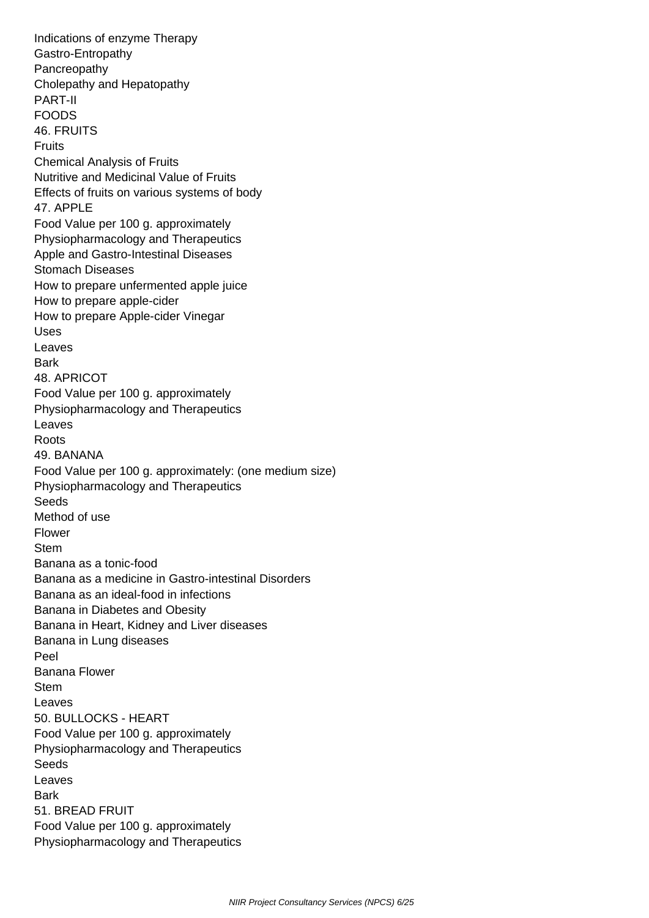Indications of enzyme Therapy
Gastro-Entropathy
Pancreopathy
Cholepathy and Hepatopathy
PART-II
FOODS
46. FRUITS
Fruits
Chemical Analysis of Fruits
Nutritive and Medicinal Value of Fruits
Effects of fruits on various systems of body
47. APPLE
Food Value per 100 g. approximately
Physiopharmacology and Therapeutics
Apple and Gastro-Intestinal Diseases
Stomach Diseases
How to prepare unfermented apple juice
How to prepare apple-cider
How to prepare Apple-cider Vinegar
Uses
Leaves
Bark
48. APRICOT
Food Value per 100 g. approximately
Physiopharmacology and Therapeutics
Leaves
Roots
49. BANANA
Food Value per 100 g. approximately: (one medium size)
Physiopharmacology and Therapeutics
Seeds
Method of use
Flower
Stem
Banana as a tonic-food
Banana as a medicine in Gastro-intestinal Disorders
Banana as an ideal-food in infections
Banana in Diabetes and Obesity
Banana in Heart, Kidney and Liver diseases
Banana in Lung diseases
Peel
Banana Flower
Stem
Leaves
50. BULLOCKS - HEART
Food Value per 100 g. approximately
Physiopharmacology and Therapeutics
Seeds
Leaves
Bark
51. BREAD FRUIT
Food Value per 100 g. approximately
Physiopharmacology and Therapeutics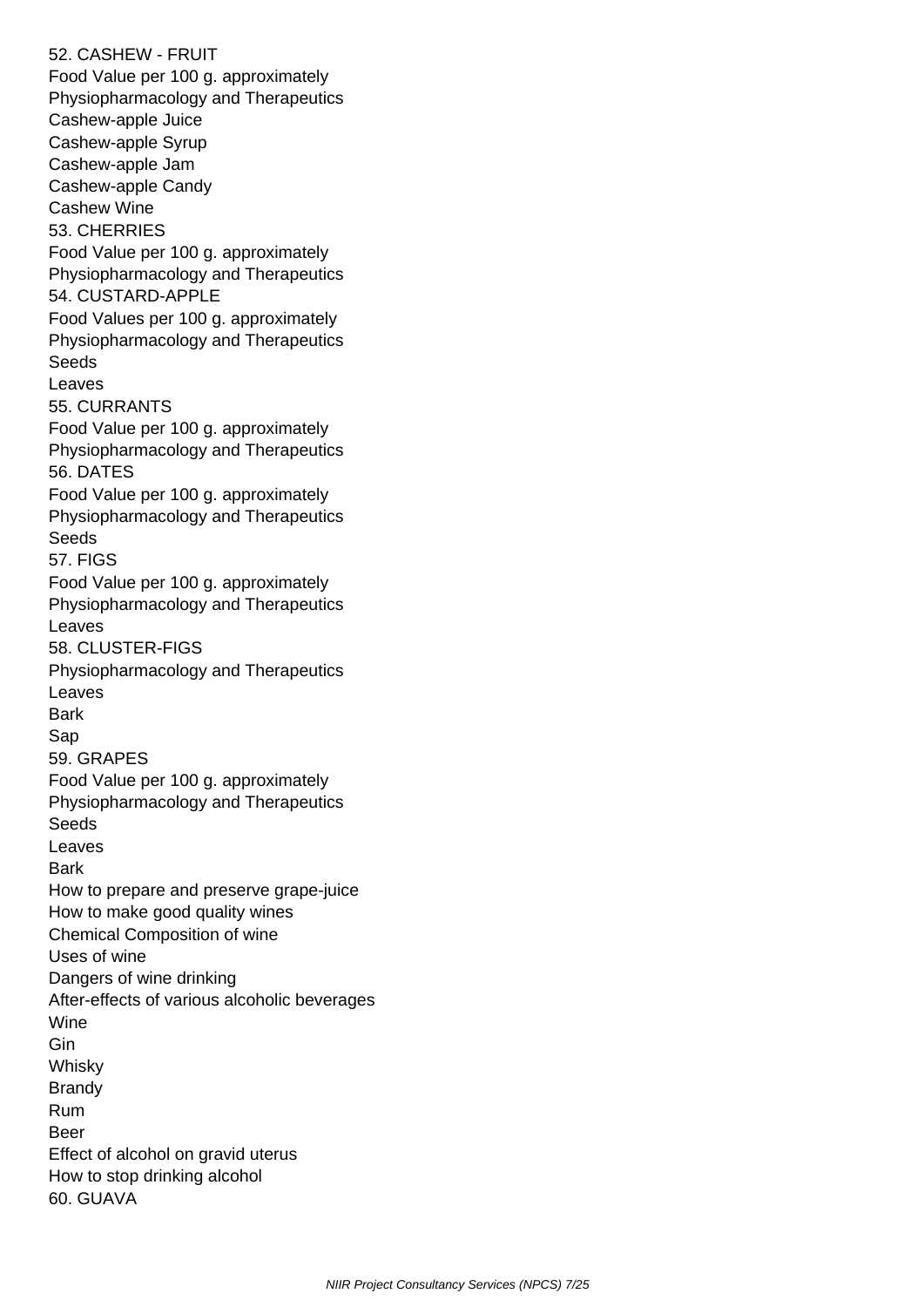52. CASHEW - FRUIT
Food Value per 100 g. approximately
Physiopharmacology and Therapeutics
Cashew-apple Juice
Cashew-apple Syrup
Cashew-apple Jam
Cashew-apple Candy
Cashew Wine
53. CHERRIES
Food Value per 100 g. approximately
Physiopharmacology and Therapeutics
54. CUSTARD-APPLE
Food Values per 100 g. approximately
Physiopharmacology and Therapeutics
Seeds
Leaves
55. CURRANTS
Food Value per 100 g. approximately
Physiopharmacology and Therapeutics
56. DATES
Food Value per 100 g. approximately
Physiopharmacology and Therapeutics
Seeds
57. FIGS
Food Value per 100 g. approximately
Physiopharmacology and Therapeutics
Leaves
58. CLUSTER-FIGS
Physiopharmacology and Therapeutics
Leaves
Bark
Sap
59. GRAPES
Food Value per 100 g. approximately
Physiopharmacology and Therapeutics
Seeds
Leaves
Bark
How to prepare and preserve grape-juice
How to make good quality wines
Chemical Composition of wine
Uses of wine
Dangers of wine drinking
After-effects of various alcoholic beverages
Wine
Gin
Whisky
Brandy
Rum
Beer
Effect of alcohol on gravid uterus
How to stop drinking alcohol
60. GUAVA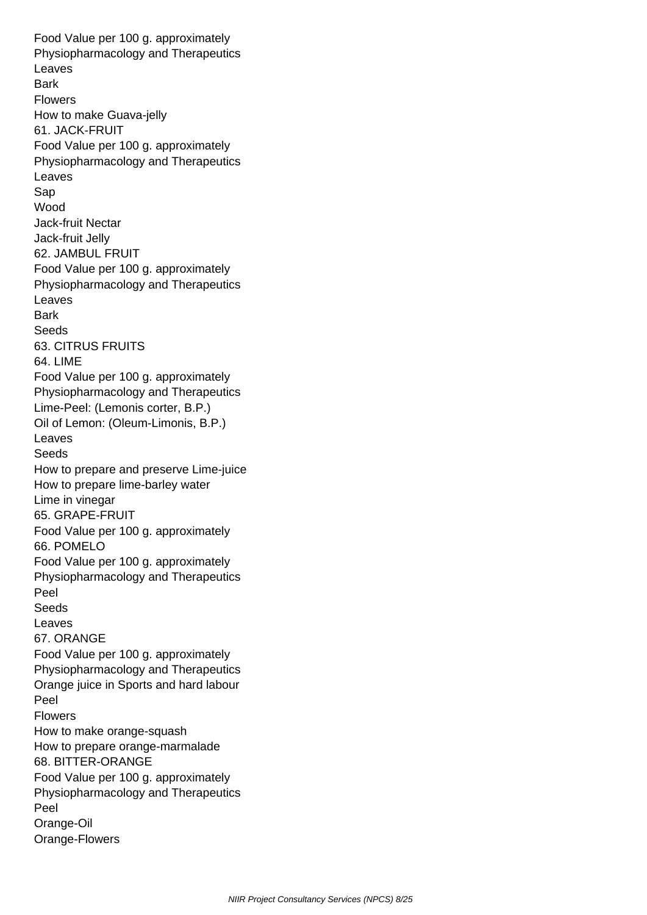Food Value per 100 g. approximately
Physiopharmacology and Therapeutics
Leaves
Bark
Flowers
How to make Guava-jelly
61. JACK-FRUIT
Food Value per 100 g. approximately
Physiopharmacology and Therapeutics
Leaves
Sap
Wood
Jack-fruit Nectar
Jack-fruit Jelly
62. JAMBUL FRUIT
Food Value per 100 g. approximately
Physiopharmacology and Therapeutics
Leaves
Bark
Seeds
63. CITRUS FRUITS
64. LIME
Food Value per 100 g. approximately
Physiopharmacology and Therapeutics
Lime-Peel: (Lemonis corter, B.P.)
Oil of Lemon: (Oleum-Limonis, B.P.)
Leaves
Seeds
How to prepare and preserve Lime-juice
How to prepare lime-barley water
Lime in vinegar
65. GRAPE-FRUIT
Food Value per 100 g. approximately
66. POMELO
Food Value per 100 g. approximately
Physiopharmacology and Therapeutics
Peel
Seeds
Leaves
67. ORANGE
Food Value per 100 g. approximately
Physiopharmacology and Therapeutics
Orange juice in Sports and hard labour
Peel
Flowers
How to make orange-squash
How to prepare orange-marmalade
68. BITTER-ORANGE
Food Value per 100 g. approximately
Physiopharmacology and Therapeutics
Peel
Orange-Oil
Orange-Flowers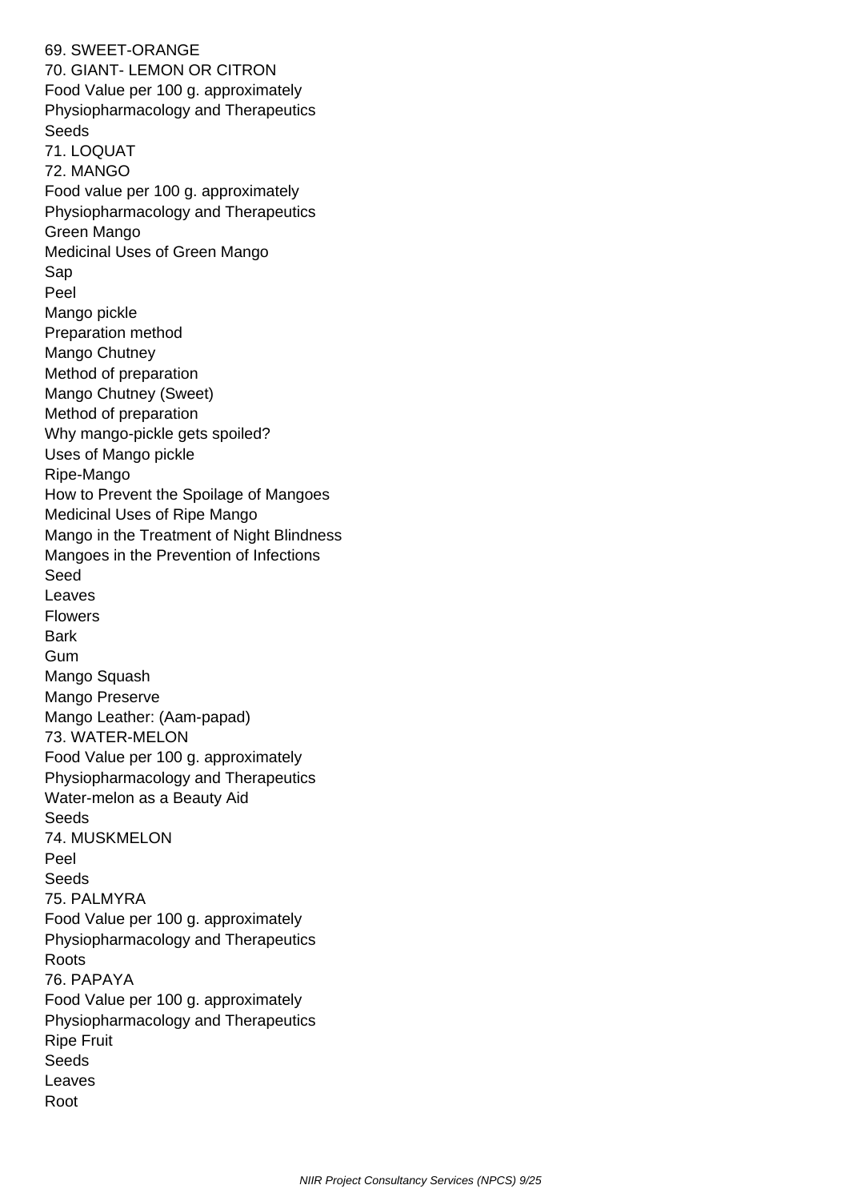69. SWEET-ORANGE

70. GIANT- LEMON OR CITRON

Food Value per 100 g. approximately

Physiopharmacology and Therapeutics

Seeds

71. LOQUAT

72. MANGO

Food value per 100 g. approximately

Physiopharmacology and Therapeutics

Green Mango

Medicinal Uses of Green Mango

Sap

Peel

Mango pickle

Preparation method

Mango Chutney

Method of preparation

Mango Chutney (Sweet)

Method of preparation

Why mango-pickle gets spoiled?

Uses of Mango pickle

Ripe-Mango

How to Prevent the Spoilage of Mangoes

Medicinal Uses of Ripe Mango

Mango in the Treatment of Night Blindness

Mangoes in the Prevention of Infections

Seed

Leaves

Flowers

Bark

Gum

Mango Squash

Mango Preserve

Mango Leather: (Aam-papad)

73. WATER-MELON

Food Value per 100 g. approximately

Physiopharmacology and Therapeutics

Water-melon as a Beauty Aid

Seeds

74. MUSKMELON

Peel

Seeds

75. PALMYRA

Food Value per 100 g. approximately

Physiopharmacology and Therapeutics

Roots

76. PAPAYA

Food Value per 100 g. approximately

Physiopharmacology and Therapeutics

Ripe Fruit

Seeds

Leaves

Root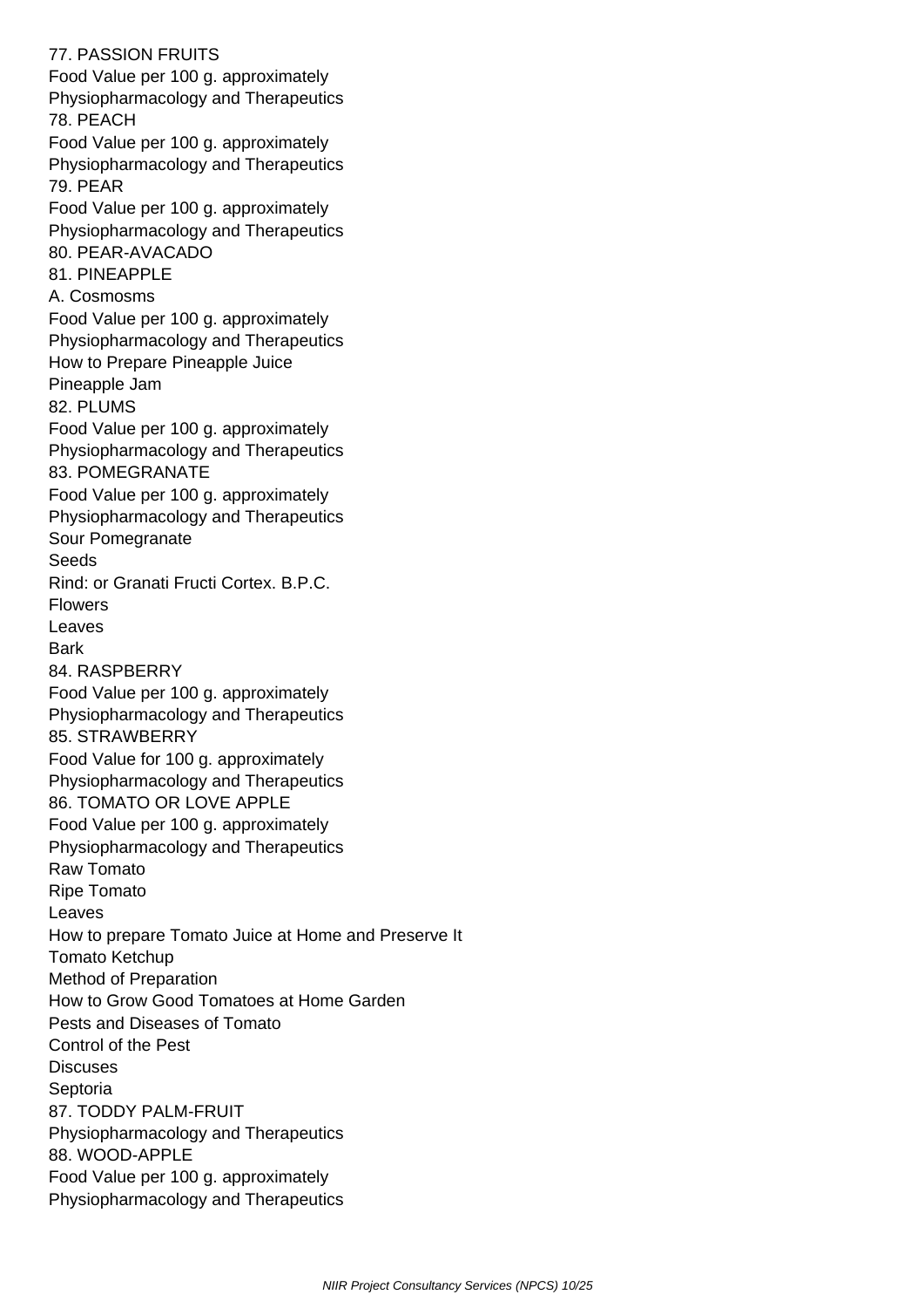77. PASSION FRUITS
Food Value per 100 g. approximately
Physiopharmacology and Therapeutics
78. PEACH
Food Value per 100 g. approximately
Physiopharmacology and Therapeutics
79. PEAR
Food Value per 100 g. approximately
Physiopharmacology and Therapeutics
80. PEAR-AVACADO
81. PINEAPPLE
A. Cosmosms
Food Value per 100 g. approximately
Physiopharmacology and Therapeutics
How to Prepare Pineapple Juice
Pineapple Jam
82. PLUMS
Food Value per 100 g. approximately
Physiopharmacology and Therapeutics
83. POMEGRANATE
Food Value per 100 g. approximately
Physiopharmacology and Therapeutics
Sour Pomegranate
Seeds
Rind: or Granati Fructi Cortex. B.P.C.
Flowers
Leaves
Bark
84. RASPBERRY
Food Value per 100 g. approximately
Physiopharmacology and Therapeutics
85. STRAWBERRY
Food Value for 100 g. approximately
Physiopharmacology and Therapeutics
86. TOMATO OR LOVE APPLE
Food Value per 100 g. approximately
Physiopharmacology and Therapeutics
Raw Tomato
Ripe Tomato
Leaves
How to prepare Tomato Juice at Home and Preserve It
Tomato Ketchup
Method of Preparation
How to Grow Good Tomatoes at Home Garden
Pests and Diseases of Tomato
Control of the Pest
Discuses
Septoria
87. TODDY PALM-FRUIT
Physiopharmacology and Therapeutics
88. WOOD-APPLE
Food Value per 100 g. approximately
Physiopharmacology and Therapeutics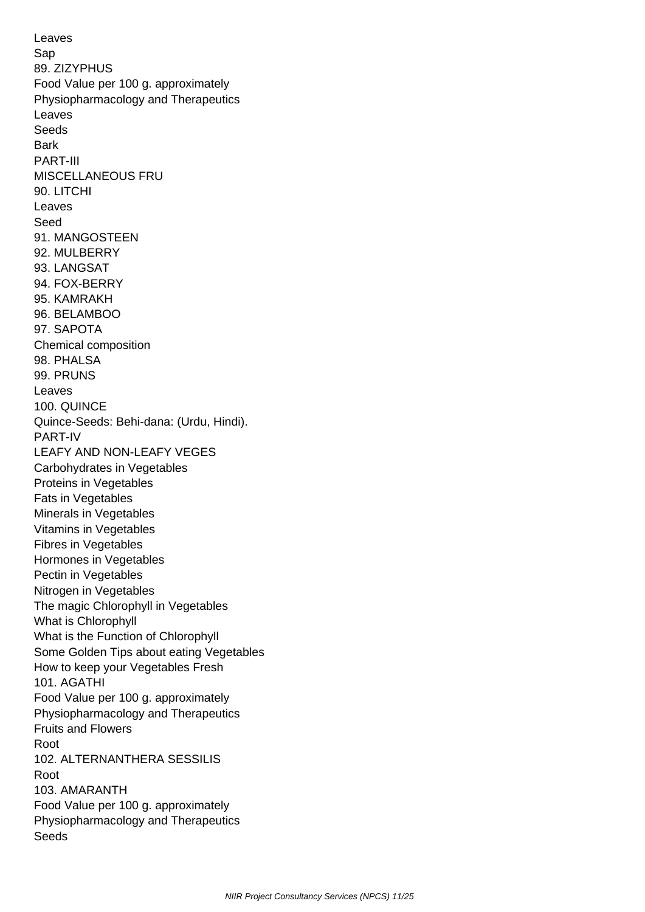Leaves
Sap
89. ZIZYPHUS
Food Value per 100 g. approximately
Physiopharmacology and Therapeutics
Leaves
Seeds
Bark
PART-III
MISCELLANEOUS FRU
90. LITCHI
Leaves
Seed
91. MANGOSTEEN
92. MULBERRY
93. LANGSAT
94. FOX-BERRY
95. KAMRAKH
96. BELAMBOO
97. SAPOTA
Chemical composition
98. PHALSA
99. PRUNS
Leaves
100. QUINCE
Quince-Seeds: Behi-dana: (Urdu, Hindi).
PART-IV
LEAFY AND NON-LEAFY VEGES
Carbohydrates in Vegetables
Proteins in Vegetables
Fats in Vegetables
Minerals in Vegetables
Vitamins in Vegetables
Fibres in Vegetables
Hormones in Vegetables
Pectin in Vegetables
Nitrogen in Vegetables
The magic Chlorophyll in Vegetables
What is Chlorophyll
What is the Function of Chlorophyll
Some Golden Tips about eating Vegetables
How to keep your Vegetables Fresh
101. AGATHI
Food Value per 100 g. approximately
Physiopharmacology and Therapeutics
Fruits and Flowers
Root
102. ALTERNANTHERA SESSILIS
Root
103. AMARANTH
Food Value per 100 g. approximately
Physiopharmacology and Therapeutics
Seeds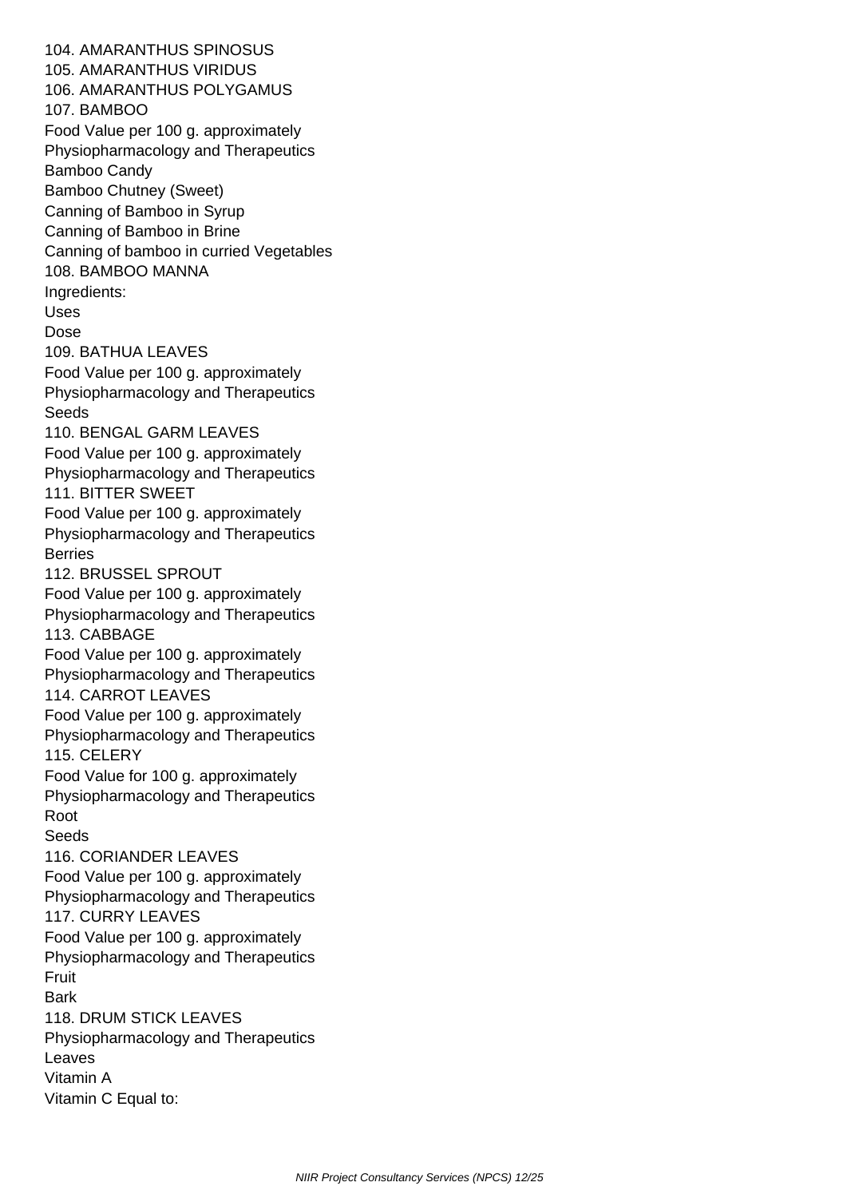104. AMARANTHUS SPINOSUS
105. AMARANTHUS VIRIDUS
106. AMARANTHUS POLYGAMUS
107. BAMBOO
Food Value per 100 g. approximately
Physiopharmacology and Therapeutics
Bamboo Candy
Bamboo Chutney (Sweet)
Canning of Bamboo in Syrup
Canning of Bamboo in Brine
Canning of bamboo in curried Vegetables
108. BAMBOO MANNA
Ingredients:
Uses
Dose
109. BATHUA LEAVES
Food Value per 100 g. approximately
Physiopharmacology and Therapeutics
Seeds
110. BENGAL GARM LEAVES
Food Value per 100 g. approximately
Physiopharmacology and Therapeutics
111. BITTER SWEET
Food Value per 100 g. approximately
Physiopharmacology and Therapeutics
Berries
112. BRUSSEL SPROUT
Food Value per 100 g. approximately
Physiopharmacology and Therapeutics
113. CABBAGE
Food Value per 100 g. approximately
Physiopharmacology and Therapeutics
114. CARROT LEAVES
Food Value per 100 g. approximately
Physiopharmacology and Therapeutics
115. CELERY
Food Value for 100 g. approximately
Physiopharmacology and Therapeutics
Root
Seeds
116. CORIANDER LEAVES
Food Value per 100 g. approximately
Physiopharmacology and Therapeutics
117. CURRY LEAVES
Food Value per 100 g. approximately
Physiopharmacology and Therapeutics
Fruit
Bark
118. DRUM STICK LEAVES
Physiopharmacology and Therapeutics
Leaves
Vitamin A
Vitamin C Equal to: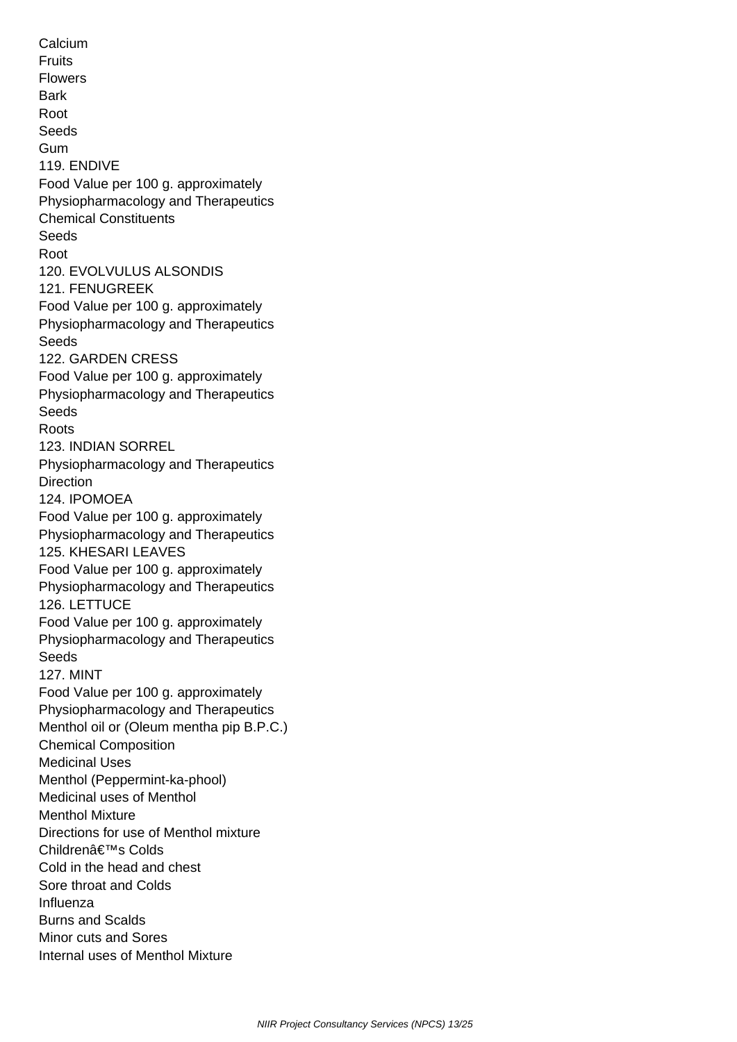Calcium
Fruits
Flowers
Bark
Root
Seeds
Gum
119. ENDIVE
Food Value per 100 g. approximately
Physiopharmacology and Therapeutics
Chemical Constituents
Seeds
Root
120. EVOLVULUS ALSONDIS
121. FENUGREEK
Food Value per 100 g. approximately
Physiopharmacology and Therapeutics
Seeds
122. GARDEN CRESS
Food Value per 100 g. approximately
Physiopharmacology and Therapeutics
Seeds
Roots
123. INDIAN SORREL
Physiopharmacology and Therapeutics
Direction
124. IPOMOEA
Food Value per 100 g. approximately
Physiopharmacology and Therapeutics
125. KHESARI LEAVES
Food Value per 100 g. approximately
Physiopharmacology and Therapeutics
126. LETTUCE
Food Value per 100 g. approximately
Physiopharmacology and Therapeutics
Seeds
127. MINT
Food Value per 100 g. approximately
Physiopharmacology and Therapeutics
Menthol oil or (Oleum mentha pip B.P.C.)
Chemical Composition
Medicinal Uses
Menthol (Peppermint-ka-phool)
Medicinal uses of Menthol
Menthol Mixture
Directions for use of Menthol mixture
Childrenâ€™s Colds
Cold in the head and chest
Sore throat and Colds
Influenza
Burns and Scalds
Minor cuts and Sores
Internal uses of Menthol Mixture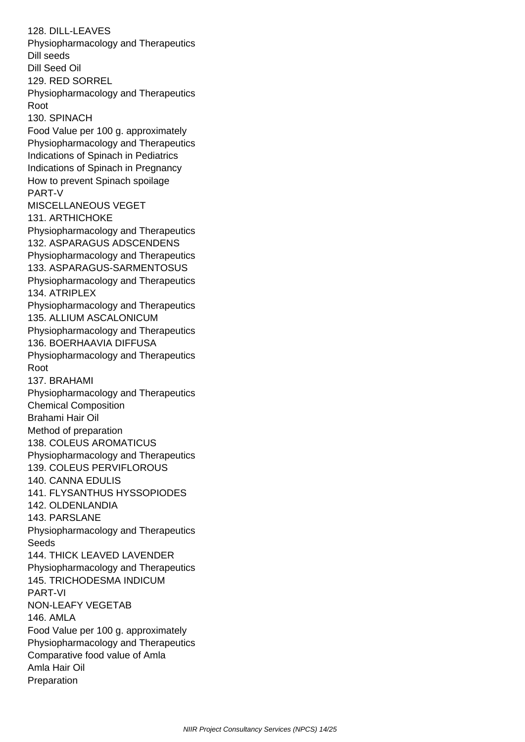128. DILL-LEAVES

Physiopharmacology and Therapeutics

Dill seeds

Dill Seed Oil

129. RED SORREL

Physiopharmacology and Therapeutics

Root

130. SPINACH

Food Value per 100 g. approximately

Physiopharmacology and Therapeutics

Indications of Spinach in Pediatrics

Indications of Spinach in Pregnancy

How to prevent Spinach spoilage

PART-V

MISCELLANEOUS VEGET

131. ARTHICHOKE

Physiopharmacology and Therapeutics

132. ASPARAGUS ADSCENDENS

Physiopharmacology and Therapeutics

133. ASPARAGUS-SARMENTOSUS

Physiopharmacology and Therapeutics

134. ATRIPLEX

Physiopharmacology and Therapeutics

135. ALLIUM ASCALONICUM

Physiopharmacology and Therapeutics

136. BOERHAAVIA DIFFUSA

Physiopharmacology and Therapeutics

Root

137. BRAHAMI

Physiopharmacology and Therapeutics

Chemical Composition

Brahami Hair Oil

Method of preparation

138. COLEUS AROMATICUS

Physiopharmacology and Therapeutics

139. COLEUS PERVIFLOROUS

140. CANNA EDULIS

141. FLYSANTHUS HYSSOPIODES

142. OLDENLANDIA

143. PARSLANE

Physiopharmacology and Therapeutics

Seeds

144. THICK LEAVED LAVENDER

Physiopharmacology and Therapeutics

145. TRICHODESMA INDICUM

PART-VI

NON-LEAFY VEGETAB

146. AMLA

Food Value per 100 g. approximately

Physiopharmacology and Therapeutics

Comparative food value of Amla

Amla Hair Oil

Preparation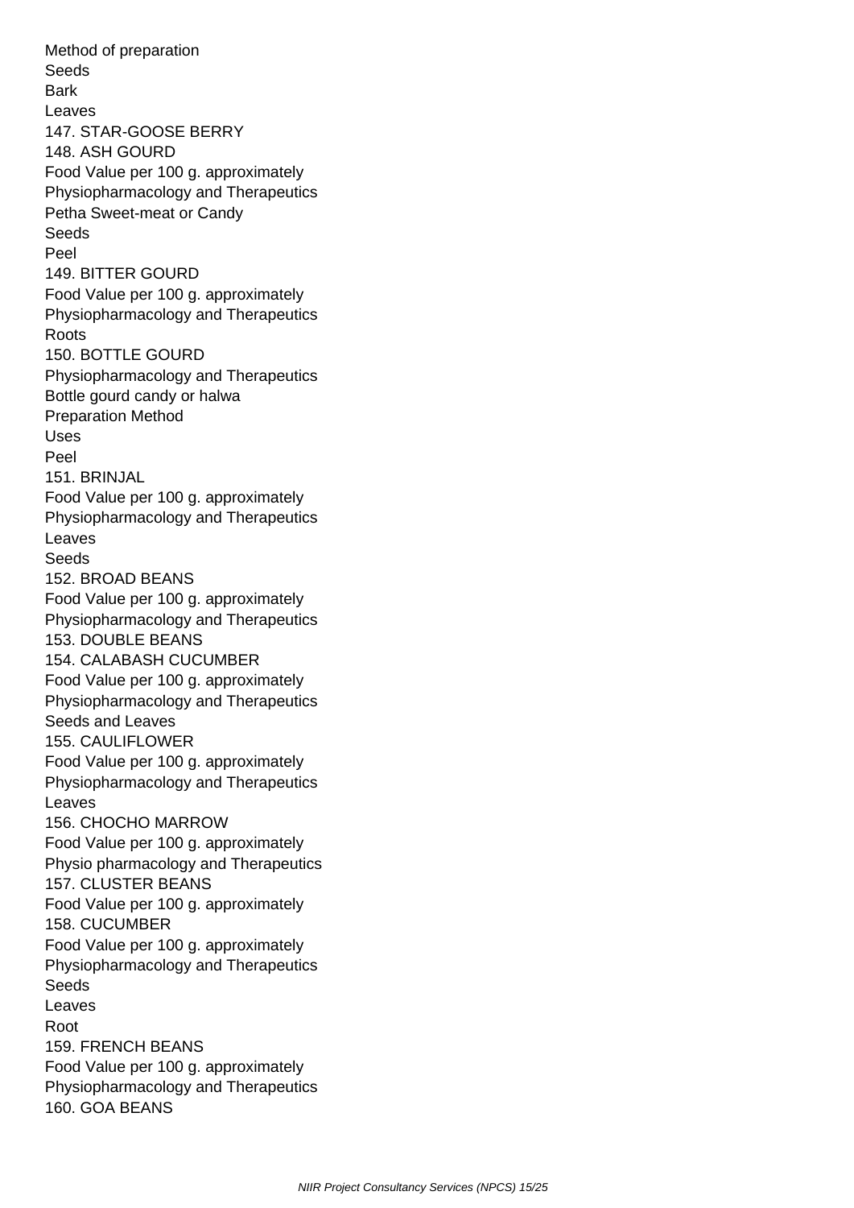Method of preparation
Seeds
Bark
Leaves
147. STAR-GOOSE BERRY
148. ASH GOURD
Food Value per 100 g. approximately
Physiopharmacology and Therapeutics
Petha Sweet-meat or Candy
Seeds
Peel
149. BITTER GOURD
Food Value per 100 g. approximately
Physiopharmacology and Therapeutics
Roots
150. BOTTLE GOURD
Physiopharmacology and Therapeutics
Bottle gourd candy or halwa
Preparation Method
Uses
Peel
151. BRINJAL
Food Value per 100 g. approximately
Physiopharmacology and Therapeutics
Leaves
Seeds
152. BROAD BEANS
Food Value per 100 g. approximately
Physiopharmacology and Therapeutics
153. DOUBLE BEANS
154. CALABASH CUCUMBER
Food Value per 100 g. approximately
Physiopharmacology and Therapeutics
Seeds and Leaves
155. CAULIFLOWER
Food Value per 100 g. approximately
Physiopharmacology and Therapeutics
Leaves
156. CHOCHO MARROW
Food Value per 100 g. approximately
Physio pharmacology and Therapeutics
157. CLUSTER BEANS
Food Value per 100 g. approximately
158. CUCUMBER
Food Value per 100 g. approximately
Physiopharmacology and Therapeutics
Seeds
Leaves
Root
159. FRENCH BEANS
Food Value per 100 g. approximately
Physiopharmacology and Therapeutics
160. GOA BEANS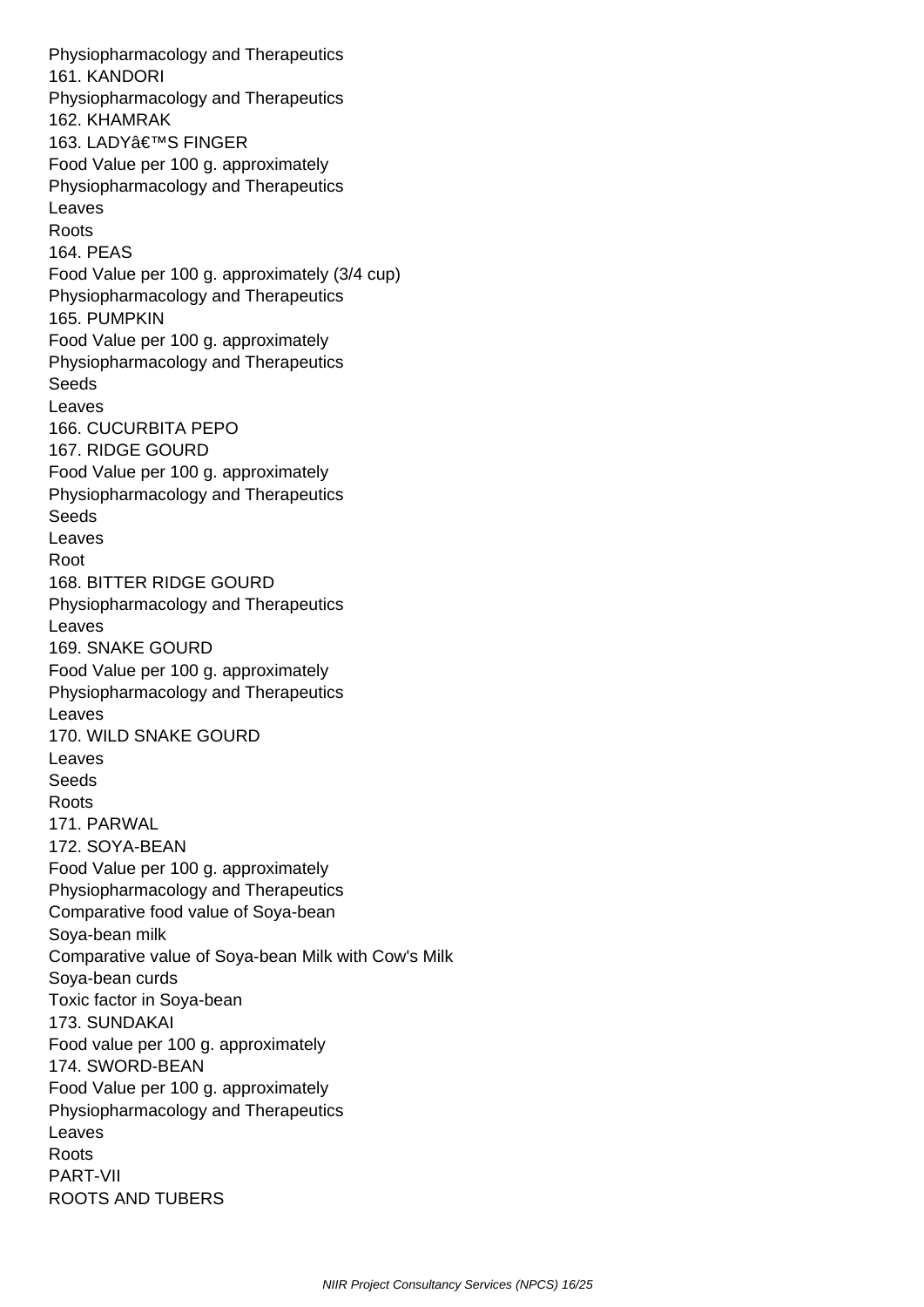Physiopharmacology and Therapeutics

161. KANDORI

Physiopharmacology and Therapeutics

162. KHAMRAK

163. LADYâ€™S FINGER

Food Value per 100 g. approximately

Physiopharmacology and Therapeutics

Leaves

Roots

164. PEAS

Food Value per 100 g. approximately (3/4 cup)

Physiopharmacology and Therapeutics

165. PUMPKIN

Food Value per 100 g. approximately

Physiopharmacology and Therapeutics

Seeds

Leaves

166. CUCURBITA PEPO

167. RIDGE GOURD

Food Value per 100 g. approximately

Physiopharmacology and Therapeutics

Seeds

Leaves

Root

168. BITTER RIDGE GOURD

Physiopharmacology and Therapeutics

Leaves

169. SNAKE GOURD

Food Value per 100 g. approximately

Physiopharmacology and Therapeutics

Leaves

170. WILD SNAKE GOURD

Leaves

Seeds

Roots

171. PARWAL

172. SOYA-BEAN

Food Value per 100 g. approximately

Physiopharmacology and Therapeutics

Comparative food value of Soya-bean

Soya-bean milk

Comparative value of Soya-bean Milk with Cow's Milk

Soya-bean curds

Toxic factor in Soya-bean

173. SUNDAKAI

Food value per 100 g. approximately

174. SWORD-BEAN

Food Value per 100 g. approximately

Physiopharmacology and Therapeutics

Leaves

Roots

PART-VII

ROOTS AND TUBERS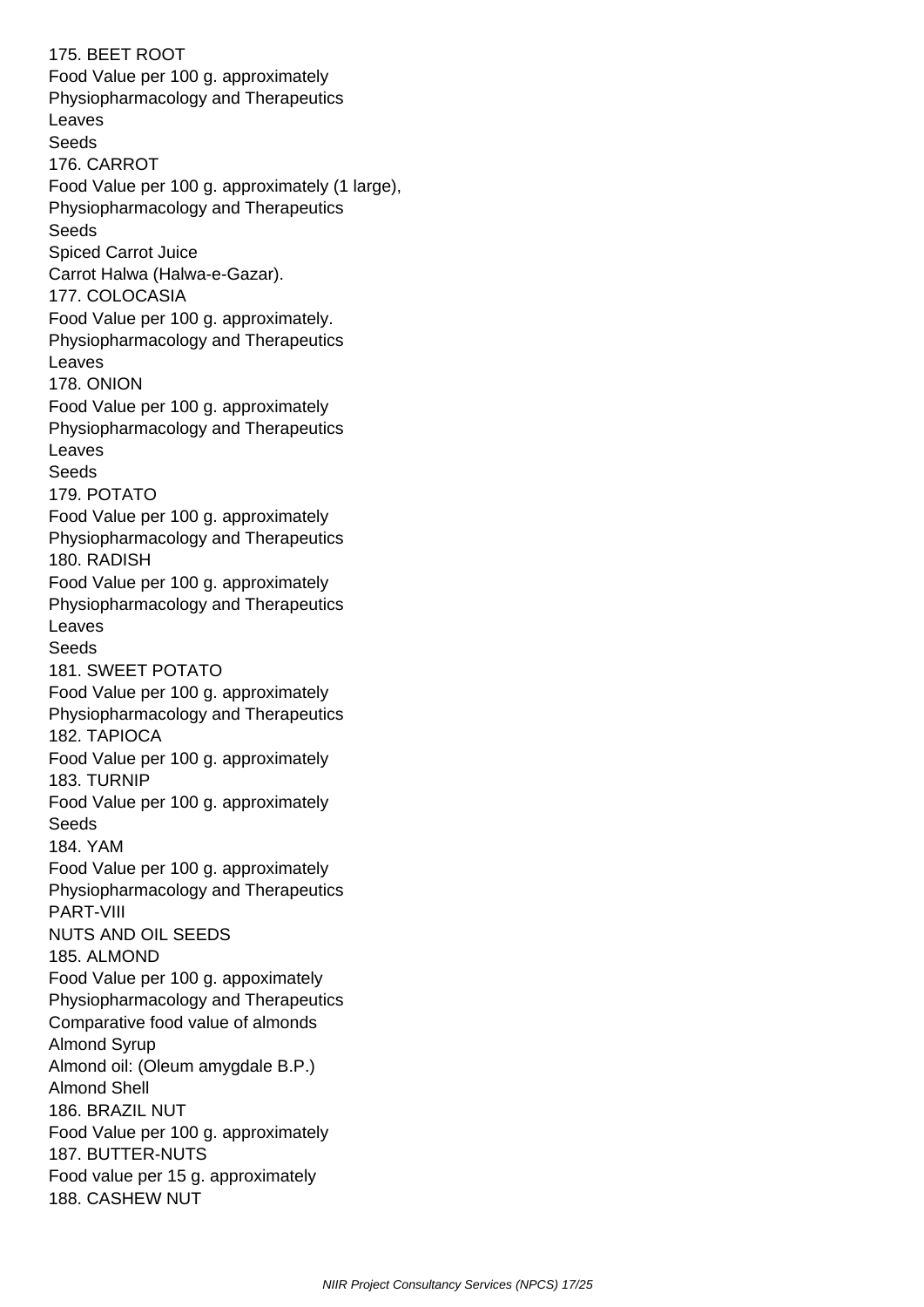175. BEET ROOT
Food Value per 100 g. approximately
Physiopharmacology and Therapeutics
Leaves
Seeds
176. CARROT
Food Value per 100 g. approximately (1 large),
Physiopharmacology and Therapeutics
Seeds
Spiced Carrot Juice
Carrot Halwa (Halwa-e-Gazar).
177. COLOCASIA
Food Value per 100 g. approximately.
Physiopharmacology and Therapeutics
Leaves
178. ONION
Food Value per 100 g. approximately
Physiopharmacology and Therapeutics
Leaves
Seeds
179. POTATO
Food Value per 100 g. approximately
Physiopharmacology and Therapeutics
180. RADISH
Food Value per 100 g. approximately
Physiopharmacology and Therapeutics
Leaves
Seeds
181. SWEET POTATO
Food Value per 100 g. approximately
Physiopharmacology and Therapeutics
182. TAPIOCA
Food Value per 100 g. approximately
183. TURNIP
Food Value per 100 g. approximately
Seeds
184. YAM
Food Value per 100 g. approximately
Physiopharmacology and Therapeutics
PART-VIII
NUTS AND OIL SEEDS
185. ALMOND
Food Value per 100 g. appoximately
Physiopharmacology and Therapeutics
Comparative food value of almonds
Almond Syrup
Almond oil: (Oleum amygdale B.P.)
Almond Shell
186. BRAZIL NUT
Food Value per 100 g. approximately
187. BUTTER-NUTS
Food value per 15 g. approximately
188. CASHEW NUT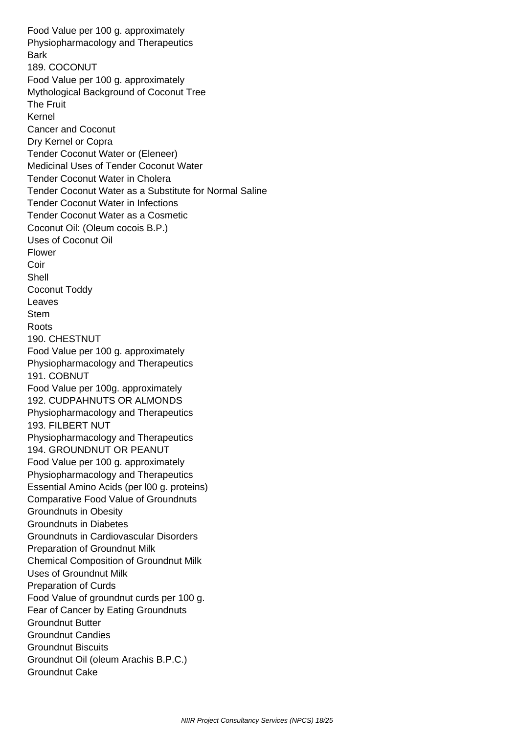Food Value per 100 g. approximately
Physiopharmacology and Therapeutics
Bark
189. COCONUT
Food Value per 100 g. approximately
Mythological Background of Coconut Tree
The Fruit
Kernel
Cancer and Coconut
Dry Kernel or Copra
Tender Coconut Water or (Eleneer)
Medicinal Uses of Tender Coconut Water
Tender Coconut Water in Cholera
Tender Coconut Water as a Substitute for Normal Saline
Tender Coconut Water in Infections
Tender Coconut Water as a Cosmetic
Coconut Oil: (Oleum cocois B.P.)
Uses of Coconut Oil
Flower
Coir
Shell
Coconut Toddy
Leaves
Stem
Roots
190. CHESTNUT
Food Value per 100 g. approximately
Physiopharmacology and Therapeutics
191. COBNUT
Food Value per 100g. approximately
192. CUDPAHNUTS OR ALMONDS
Physiopharmacology and Therapeutics
193. FILBERT NUT
Physiopharmacology and Therapeutics
194. GROUNDNUT OR PEANUT
Food Value per 100 g. approximately
Physiopharmacology and Therapeutics
Essential Amino Acids (per l00 g. proteins)
Comparative Food Value of Groundnuts
Groundnuts in Obesity
Groundnuts in Diabetes
Groundnuts in Cardiovascular Disorders
Preparation of Groundnut Milk
Chemical Composition of Groundnut Milk
Uses of Groundnut Milk
Preparation of Curds
Food Value of groundnut curds per 100 g.
Fear of Cancer by Eating Groundnuts
Groundnut Butter
Groundnut Candies
Groundnut Biscuits
Groundnut Oil (oleum Arachis B.P.C.)
Groundnut Cake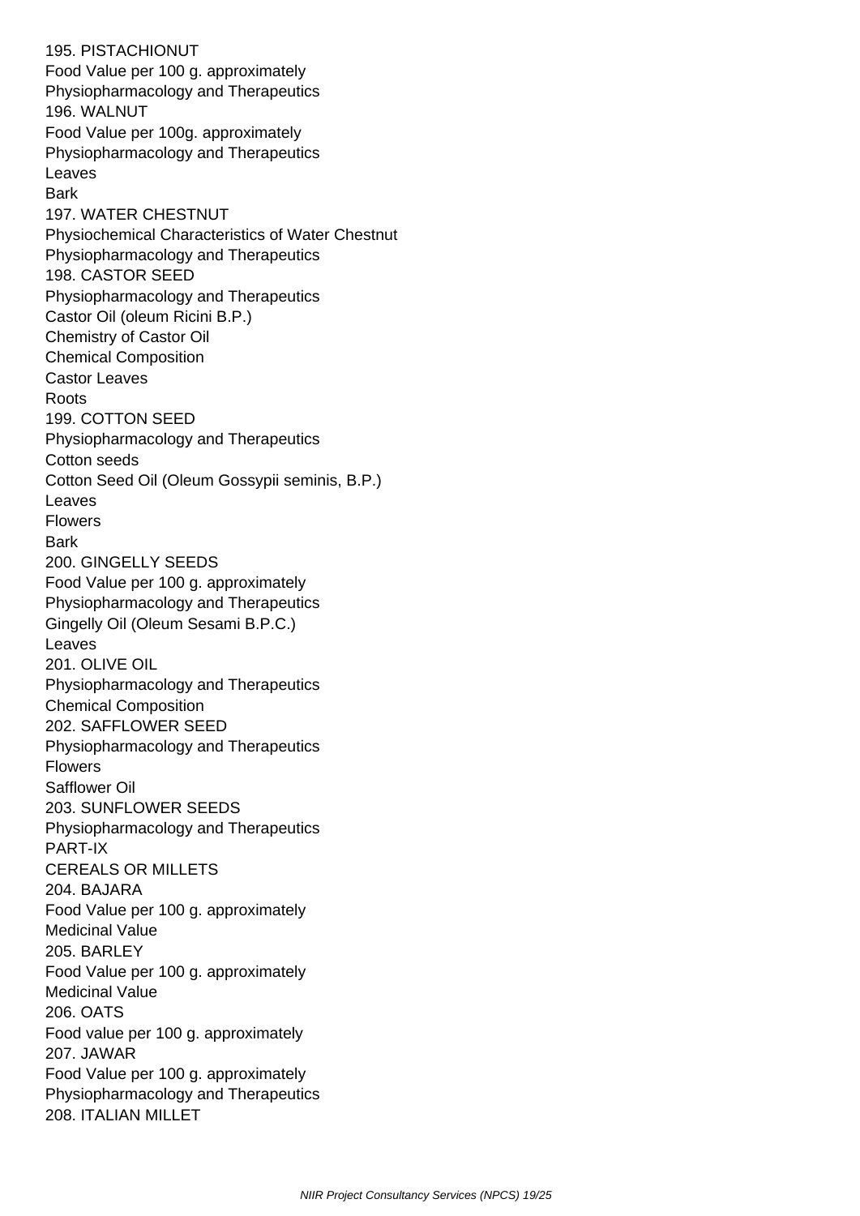195. PISTACHIONUT

Food Value per 100 g. approximately

Physiopharmacology and Therapeutics

196. WALNUT

Food Value per 100g. approximately

Physiopharmacology and Therapeutics

Leaves

Bark

197. WATER CHESTNUT

Physiochemical Characteristics of Water Chestnut

Physiopharmacology and Therapeutics

198. CASTOR SEED

Physiopharmacology and Therapeutics

Castor Oil (oleum Ricini B.P.)

Chemistry of Castor Oil

Chemical Composition

Castor Leaves

Roots

199. COTTON SEED

Physiopharmacology and Therapeutics

Cotton seeds

Cotton Seed Oil (Oleum Gossypii seminis, B.P.)

Leaves

Flowers

Bark

200. GINGELLY SEEDS

Food Value per 100 g. approximately

Physiopharmacology and Therapeutics

Gingelly Oil (Oleum Sesami B.P.C.)

Leaves

201. OLIVE OIL

Physiopharmacology and Therapeutics

Chemical Composition

202. SAFFLOWER SEED

Physiopharmacology and Therapeutics

Flowers

Safflower Oil

203. SUNFLOWER SEEDS

Physiopharmacology and Therapeutics

PART-IX

CEREALS OR MILLETS

204. BAJARA

Food Value per 100 g. approximately

Medicinal Value

205. BARLEY

Food Value per 100 g. approximately

Medicinal Value

206. OATS

Food value per 100 g. approximately

207. JAWAR

Food Value per 100 g. approximately

Physiopharmacology and Therapeutics

208. ITALIAN MILLET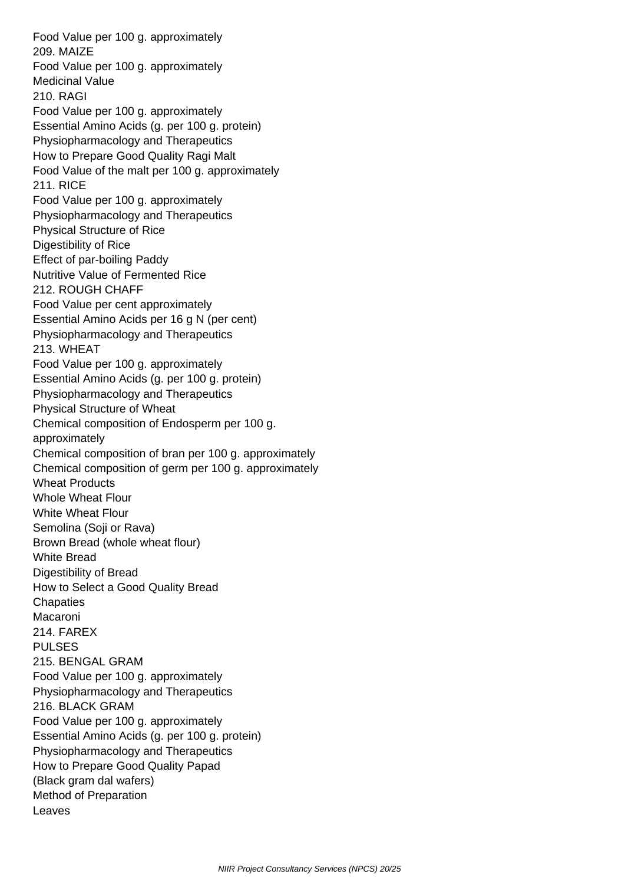Food Value per 100 g. approximately
209. MAIZE
Food Value per 100 g. approximately
Medicinal Value
210. RAGI
Food Value per 100 g. approximately
Essential Amino Acids (g. per 100 g. protein)
Physiopharmacology and Therapeutics
How to Prepare Good Quality Ragi Malt
Food Value of the malt per 100 g. approximately
211. RICE
Food Value per 100 g. approximately
Physiopharmacology and Therapeutics
Physical Structure of Rice
Digestibility of Rice
Effect of par-boiling Paddy
Nutritive Value of Fermented Rice
212. ROUGH CHAFF
Food Value per cent approximately
Essential Amino Acids per 16 g N (per cent)
Physiopharmacology and Therapeutics
213. WHEAT
Food Value per 100 g. approximately
Essential Amino Acids (g. per 100 g. protein)
Physiopharmacology and Therapeutics
Physical Structure of Wheat
Chemical composition of Endosperm per 100 g. approximately
Chemical composition of bran per 100 g. approximately
Chemical composition of germ per 100 g. approximately
Wheat Products
Whole Wheat Flour
White Wheat Flour
Semolina (Soji or Rava)
Brown Bread (whole wheat flour)
White Bread
Digestibility of Bread
How to Select a Good Quality Bread
Chapaties
Macaroni
214. FAREX
PULSES
215. BENGAL GRAM
Food Value per 100 g. approximately
Physiopharmacology and Therapeutics
216. BLACK GRAM
Food Value per 100 g. approximately
Essential Amino Acids (g. per 100 g. protein)
Physiopharmacology and Therapeutics
How to Prepare Good Quality Papad
(Black gram dal wafers)
Method of Preparation
Leaves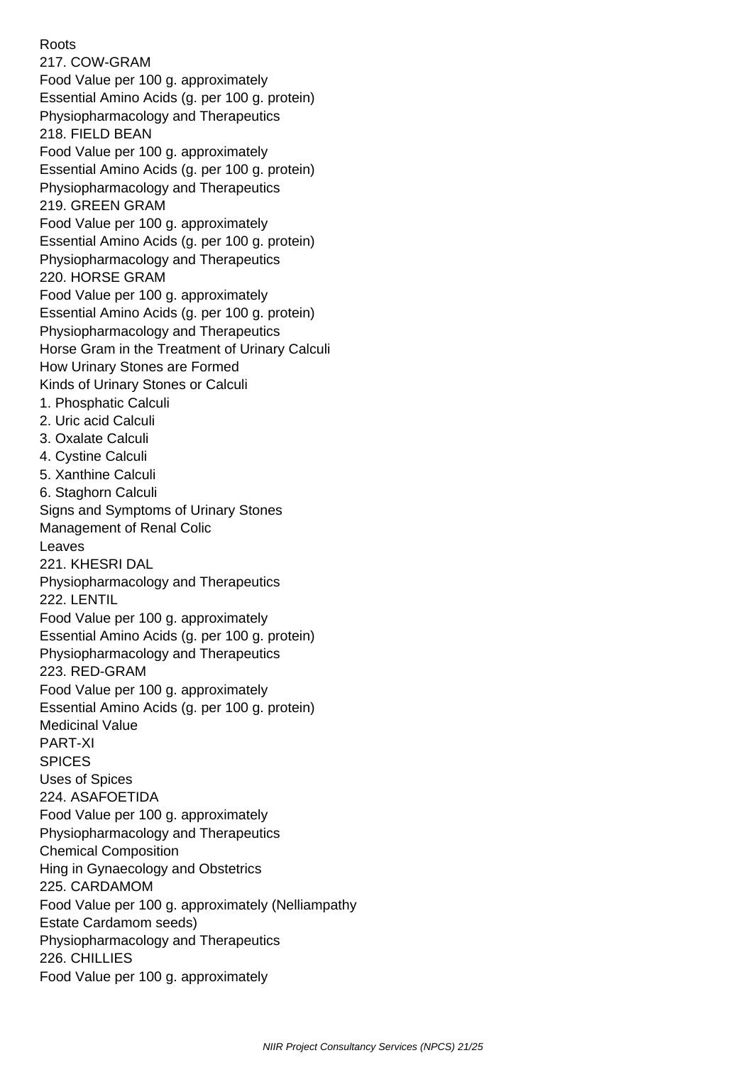Roots

217. COW-GRAM

Food Value per 100 g. approximately

Essential Amino Acids (g. per 100 g. protein)

Physiopharmacology and Therapeutics

218. FIELD BEAN

Food Value per 100 g. approximately

Essential Amino Acids (g. per 100 g. protein)

Physiopharmacology and Therapeutics

219. GREEN GRAM

Food Value per 100 g. approximately

Essential Amino Acids (g. per 100 g. protein)

Physiopharmacology and Therapeutics

220. HORSE GRAM

Food Value per 100 g. approximately

Essential Amino Acids (g. per 100 g. protein)

Physiopharmacology and Therapeutics

Horse Gram in the Treatment of Urinary Calculi

How Urinary Stones are Formed

Kinds of Urinary Stones or Calculi

1. Phosphatic Calculi
2. Uric acid Calculi
3. Oxalate Calculi
4. Cystine Calculi
5. Xanthine Calculi
6. Staghorn Calculi

Signs and Symptoms of Urinary Stones

Management of Renal Colic

Leaves

221. KHESRI DAL

Physiopharmacology and Therapeutics

222. LENTIL

Food Value per 100 g. approximately

Essential Amino Acids (g. per 100 g. protein)

Physiopharmacology and Therapeutics

223. RED-GRAM

Food Value per 100 g. approximately

Essential Amino Acids (g. per 100 g. protein)

Medicinal Value

PART-XI

SPICES

Uses of Spices

224. ASAFOETIDA

Food Value per 100 g. approximately

Physiopharmacology and Therapeutics

Chemical Composition

Hing in Gynaecology and Obstetrics

225. CARDAMOM

Food Value per 100 g. approximately (Nelliampathy Estate Cardamom seeds)

Physiopharmacology and Therapeutics

226. CHILLIES

Food Value per 100 g. approximately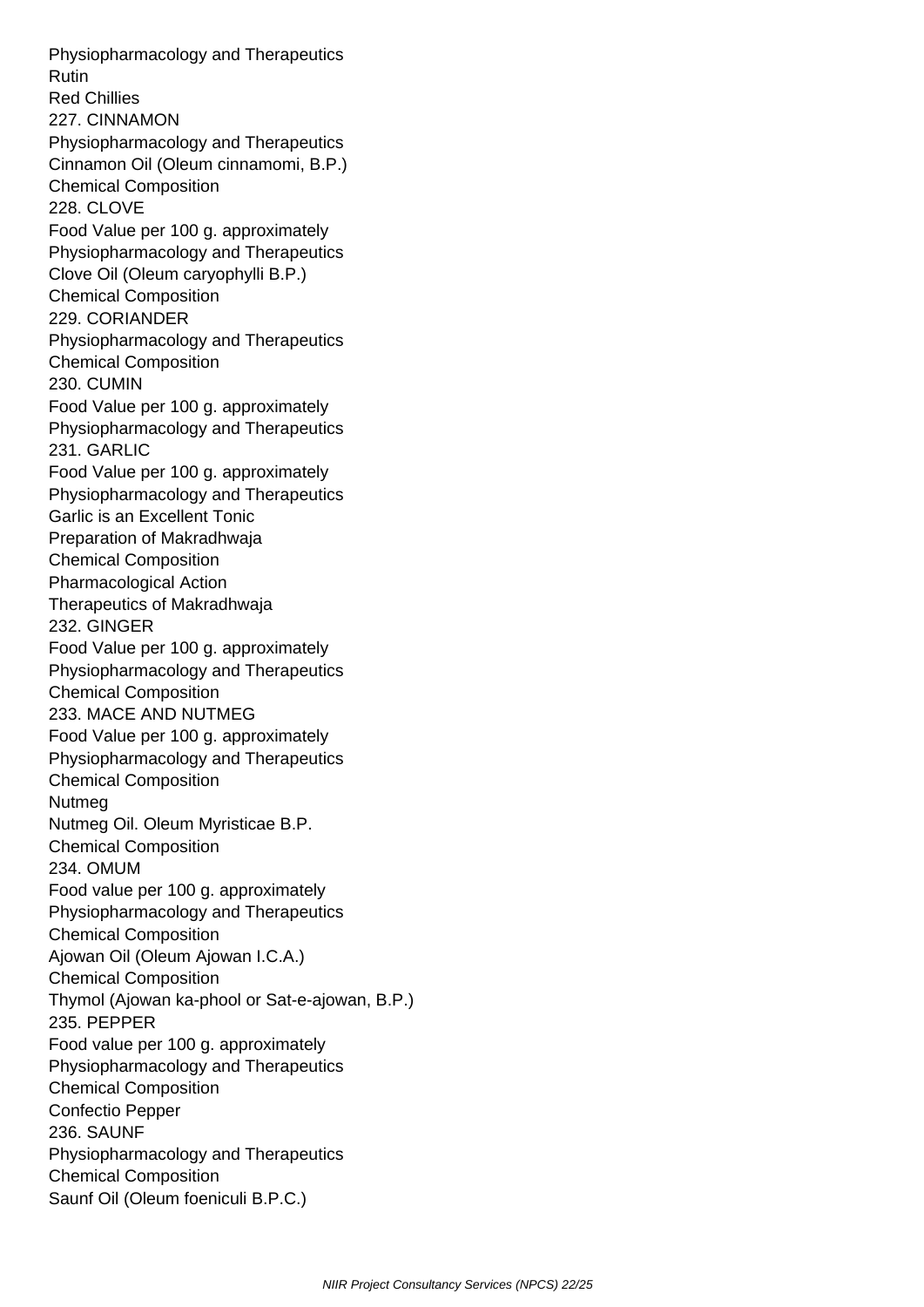Physiopharmacology and Therapeutics
Rutin
Red Chillies
227. CINNAMON
Physiopharmacology and Therapeutics
Cinnamon Oil (Oleum cinnamomi, B.P.)
Chemical Composition
228. CLOVE
Food Value per 100 g. approximately
Physiopharmacology and Therapeutics
Clove Oil (Oleum caryophylli B.P.)
Chemical Composition
229. CORIANDER
Physiopharmacology and Therapeutics
Chemical Composition
230. CUMIN
Food Value per 100 g. approximately
Physiopharmacology and Therapeutics
231. GARLIC
Food Value per 100 g. approximately
Physiopharmacology and Therapeutics
Garlic is an Excellent Tonic
Preparation of Makradhwaja
Chemical Composition
Pharmacological Action
Therapeutics of Makradhwaja
232. GINGER
Food Value per 100 g. approximately
Physiopharmacology and Therapeutics
Chemical Composition
233. MACE AND NUTMEG
Food Value per 100 g. approximately
Physiopharmacology and Therapeutics
Chemical Composition
Nutmeg
Nutmeg Oil. Oleum Myristicae B.P.
Chemical Composition
234. OMUM
Food value per 100 g. approximately
Physiopharmacology and Therapeutics
Chemical Composition
Ajowan Oil (Oleum Ajowan I.C.A.)
Chemical Composition
Thymol (Ajowan ka-phool or Sat-e-ajowan, B.P.)
235. PEPPER
Food value per 100 g. approximately
Physiopharmacology and Therapeutics
Chemical Composition
Confectio Pepper
236. SAUNF
Physiopharmacology and Therapeutics
Chemical Composition
Saunf Oil (Oleum foeniculi B.P.C.)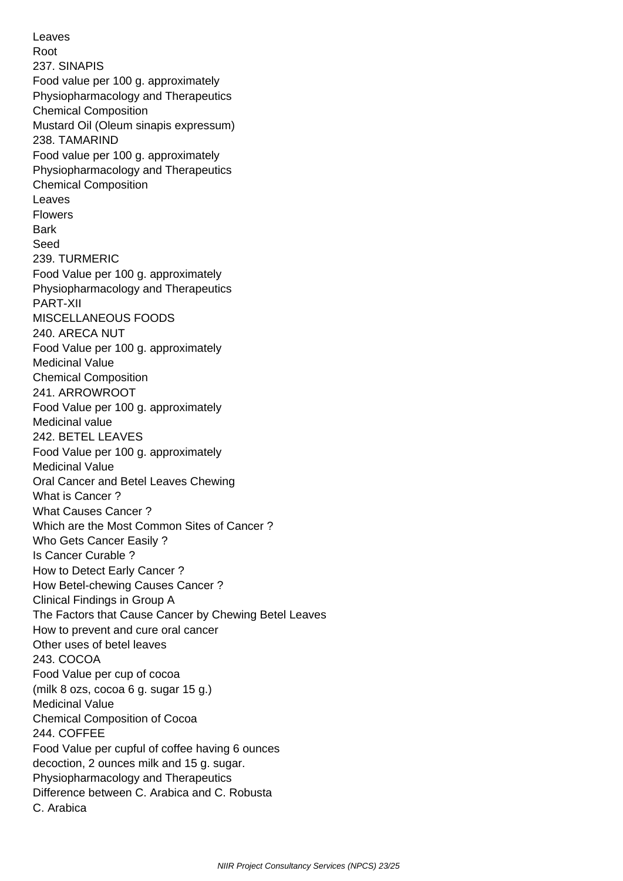Leaves
Root
237. SINAPIS
Food value per 100 g. approximately
Physiopharmacology and Therapeutics
Chemical Composition
Mustard Oil (Oleum sinapis expressum)
238. TAMARIND
Food value per 100 g. approximately
Physiopharmacology and Therapeutics
Chemical Composition
Leaves
Flowers
Bark
Seed
239. TURMERIC
Food Value per 100 g. approximately
Physiopharmacology and Therapeutics
PART-XII
MISCELLANEOUS FOODS
240. ARECA NUT
Food Value per 100 g. approximately
Medicinal Value
Chemical Composition
241. ARROWROOT
Food Value per 100 g. approximately
Medicinal value
242. BETEL LEAVES
Food Value per 100 g. approximately
Medicinal Value
Oral Cancer and Betel Leaves Chewing
What is Cancer ?
What Causes Cancer ?
Which are the Most Common Sites of Cancer ?
Who Gets Cancer Easily ?
Is Cancer Curable ?
How to Detect Early Cancer ?
How Betel-chewing Causes Cancer ?
Clinical Findings in Group A
The Factors that Cause Cancer by Chewing Betel Leaves
How to prevent and cure oral cancer
Other uses of betel leaves
243. COCOA
Food Value per cup of cocoa
(milk 8 ozs, cocoa 6 g. sugar 15 g.)
Medicinal Value
Chemical Composition of Cocoa
244. COFFEE
Food Value per cupful of coffee having 6 ounces
decoction, 2 ounces milk and 15 g. sugar.
Physiopharmacology and Therapeutics
Difference between C. Arabica and C. Robusta
C. Arabica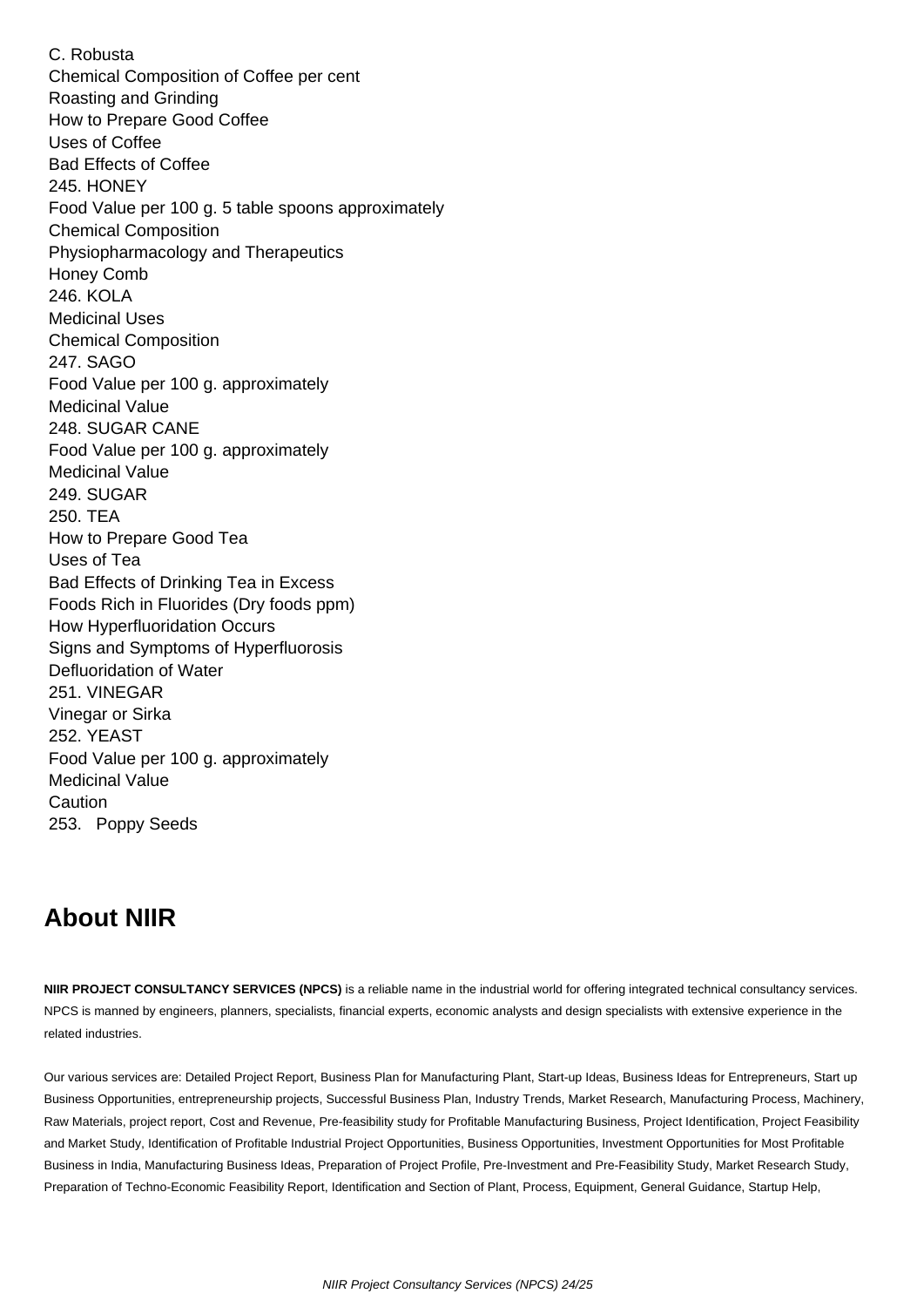C. Robusta
Chemical Composition of Coffee per cent
Roasting and Grinding
How to Prepare Good Coffee
Uses of Coffee
Bad Effects of Coffee
245. HONEY
Food Value per 100 g. 5 table spoons approximately
Chemical Composition
Physiopharmacology and Therapeutics
Honey Comb
246. KOLA
Medicinal Uses
Chemical Composition
247. SAGO
Food Value per 100 g. approximately
Medicinal Value
248. SUGAR CANE
Food Value per 100 g. approximately
Medicinal Value
249. SUGAR
250. TEA
How to Prepare Good Tea
Uses of Tea
Bad Effects of Drinking Tea in Excess
Foods Rich in Fluorides (Dry foods ppm)
How Hyperfluoridation Occurs
Signs and Symptoms of Hyperfluorosis
Defluoridation of Water
251. VINEGAR
Vinegar or Sirka
252. YEAST
Food Value per 100 g. approximately
Medicinal Value
Caution
253. Poppy Seeds

## About NIIR

**NIIR PROJECT CONSULTANCY SERVICES (NPCS)** is a reliable name in the industrial world for offering integrated technical consultancy services. NPCS is manned by engineers, planners, specialists, financial experts, economic analysts and design specialists with extensive experience in the related industries.

Our various services are: Detailed Project Report, Business Plan for Manufacturing Plant, Start-up Ideas, Business Ideas for Entrepreneurs, Start up Business Opportunities, entrepreneurship projects, Successful Business Plan, Industry Trends, Market Research, Manufacturing Process, Machinery, Raw Materials, project report, Cost and Revenue, Pre-feasibility study for Profitable Manufacturing Business, Project Identification, Project Feasibility and Market Study, Identification of Profitable Industrial Project Opportunities, Business Opportunities, Investment Opportunities for Most Profitable Business in India, Manufacturing Business Ideas, Preparation of Project Profile, Pre-Investment and Pre-Feasibility Study, Market Research Study, Preparation of Techno-Economic Feasibility Report, Identification and Section of Plant, Process, Equipment, General Guidance, Startup Help,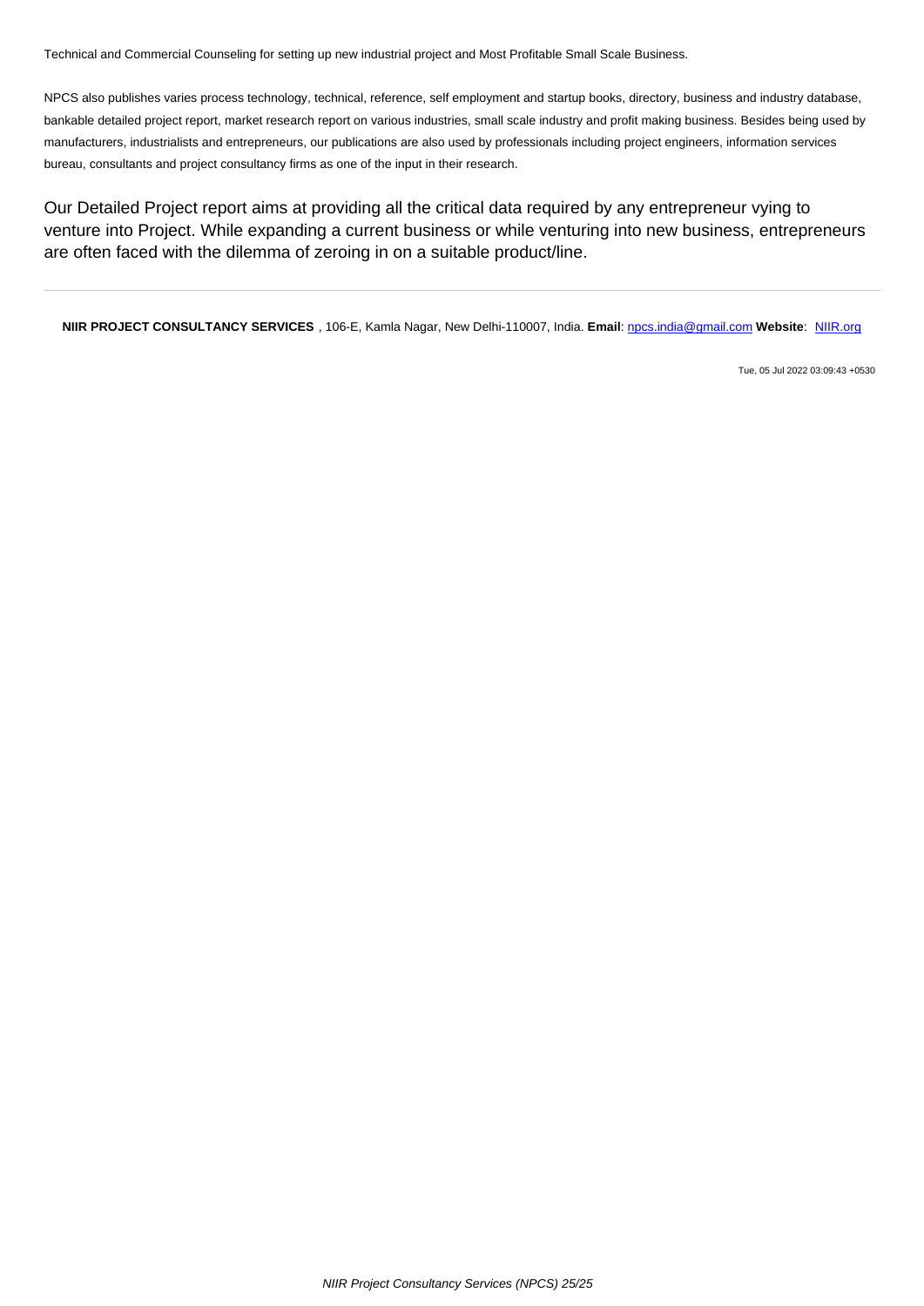Technical and Commercial Counseling for setting up new industrial project and Most Profitable Small Scale Business.

NPCS also publishes varies process technology, technical, reference, self employment and startup books, directory, business and industry database, bankable detailed project report, market research report on various industries, small scale industry and profit making business. Besides being used by manufacturers, industrialists and entrepreneurs, our publications are also used by professionals including project engineers, information services bureau, consultants and project consultancy firms as one of the input in their research.

Our Detailed Project report aims at providing all the critical data required by any entrepreneur vying to venture into Project. While expanding a current business or while venturing into new business, entrepreneurs are often faced with the dilemma of zeroing in on a suitable product/line.

---

**NIIR PROJECT CONSULTANCY SERVICES** , 106-E, Kamla Nagar, New Delhi-110007, India. **Email**: npcs.india@gmail.com **Website**: NIIR.org

Tue, 05 Jul 2022 03:09:43 +0530